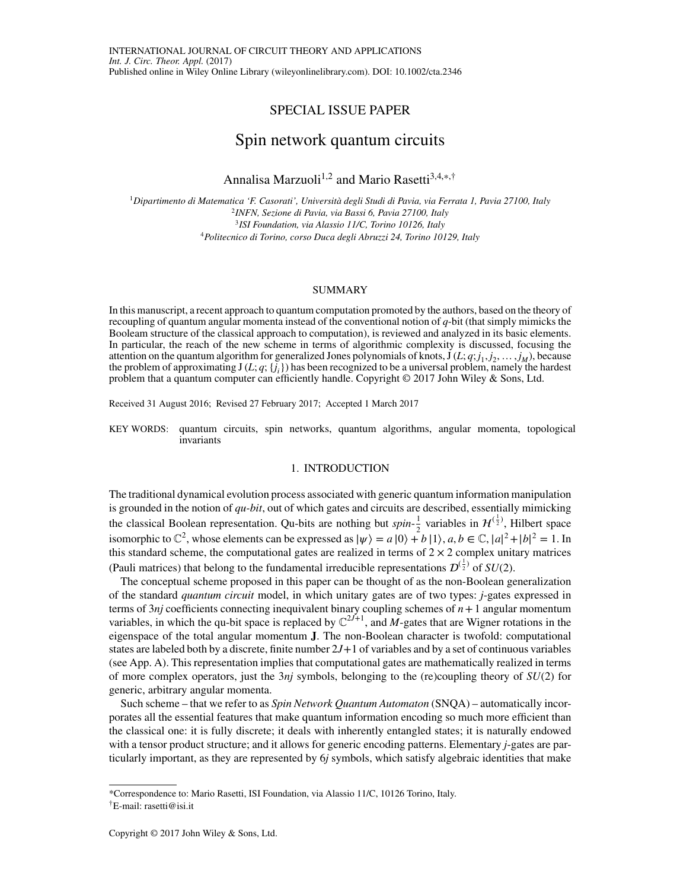SPECIAL ISSUE PAPER

# Spin network quantum circuits

Annalisa Marzuoli[1,2] and Mario Rasetti[3,4,*,†]

[1] *Dipartimento di Matematica 'F. Casorati', Università degli Studi di Pavia, via Ferrata 1, Pavia 27100, Italy*
[2] *INFN, Sezione di Pavia, via Bassi 6, Pavia 27100, Italy*
[3] *ISI Foundation, via Alassio 11/C, Torino 10126, Italy*
[4] *Politecnico di Torino, corso Duca degli Abruzzi 24, Torino 10129, Italy*

## SUMMARY

In this manuscript, a recent approach to quantum computation promoted by the authors, based on the theory of recoupling of quantum angular momenta instead of the conventional notion of *q*-bit (that simply mimicks the Booleam structure of the classical approach to computation), is reviewed and analyzed in its basic elements. In particular, the reach of the new scheme in terms of algorithmic complexity is discussed, focusing the attention on the quantum algorithm for generalized Jones polynomials of knots, $\mathrm{J}\,(L;q;j_1,j_2,\ldots,j_M)$, because the problem of approximating $\mathrm{J}\,(L;q;\{j_i\})$ has been recognized to be a universal problem, namely the hardest problem that a quantum computer can efficiently handle. Copyright © 2017 John Wiley & Sons, Ltd.

Received 31 August 2016; Revised 27 February 2017; Accepted 1 March 2017

KEY WORDS: quantum circuits, spin networks, quantum algorithms, angular momenta, topological invariants

## 1. INTRODUCTION

The traditional dynamical evolution process associated with generic quantum information manipulation is grounded in the notion of *qu-bit*, out of which gates and circuits are described, essentially mimicking the classical Boolean representation. Qu-bits are nothing but *spin*-$\frac{1}{2}$ variables in $\mathcal{H}^{(\frac{1}{2})}$, Hilbert space isomorphic to $\mathbb{C}^2$, whose elements can be expressed as $|\psi\rangle = a\,|0\rangle + b\,|1\rangle$, $a, b \in \mathbb{C}$, $|a|^2+|b|^2 = 1$. In this standard scheme, the computational gates are realized in terms of $2\times 2$ complex unitary matrices (Pauli matrices) that belong to the fundamental irreducible representations $D^{(\frac{1}{2})}$ of $SU(2)$.

The conceptual scheme proposed in this paper can be thought of as the non-Boolean generalization of the standard *quantum circuit* model, in which unitary gates are of two types: *j*-gates expressed in terms of $3nj$ coefficients connecting inequivalent binary coupling schemes of $n+1$ angular momentum variables, in which the qu-bit space is replaced by $\mathbb{C}^{2J+1}$, and *M*-gates that are Wigner rotations in the eigenspace of the total angular momentum $\mathbf{J}$. The non-Boolean character is twofold: computational states are labeled both by a discrete, finite number $2J+1$ of variables and by a set of continuous variables (see App. A). This representation implies that computational gates are mathematically realized in terms of more complex operators, just the $3nj$ symbols, belonging to the (re)coupling theory of $SU(2)$ for generic, arbitrary angular momenta.

Such scheme – that we refer to as *Spin Network Quantum Automaton* (SNQA) – automatically incorporates all the essential features that make quantum information encoding so much more efficient than the classical one: it is fully discrete; it deals with inherently entangled states; it is naturally endowed with a tensor product structure; and it allows for generic encoding patterns. Elementary *j*-gates are particularly important, as they are represented by $6j$ symbols, which satisfy algebraic identities that make

---

*Correspondence to: Mario Rasetti, ISI Foundation, via Alassio 11/C, 10126 Torino, Italy.
†E-mail: rasetti@isi.it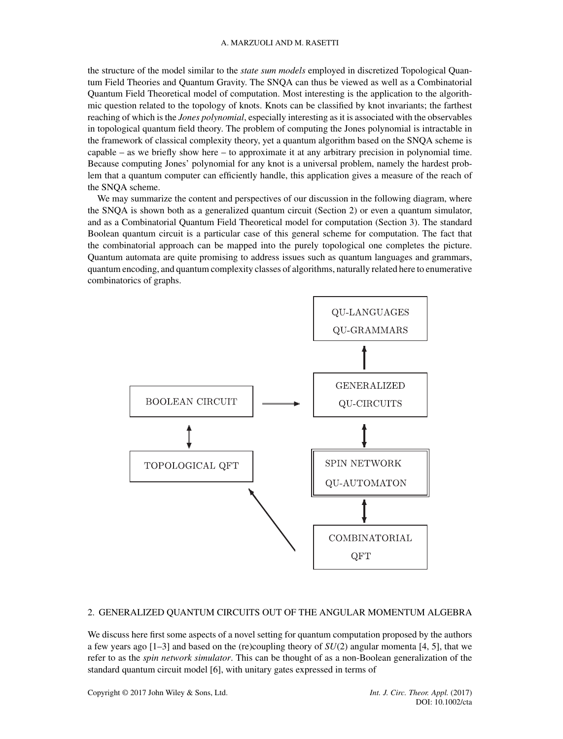the structure of the model similar to the *state sum models* employed in discretized Topological Quantum Field Theories and Quantum Gravity. The SNQA can thus be viewed as well as a Combinatorial Quantum Field Theoretical model of computation. Most interesting is the application to the algorithmic question related to the topology of knots. Knots can be classified by knot invariants; the farthest reaching of which is the *Jones polynomial*, especially interesting as it is associated with the observables in topological quantum field theory. The problem of computing the Jones polynomial is intractable in the framework of classical complexity theory, yet a quantum algorithm based on the SNQA scheme is capable – as we briefly show here – to approximate it at any arbitrary precision in polynomial time. Because computing Jones' polynomial for any knot is a universal problem, namely the hardest problem that a quantum computer can efficiently handle, this application gives a measure of the reach of the SNQA scheme.

We may summarize the content and perspectives of our discussion in the following diagram, where the SNQA is shown both as a generalized quantum circuit (Section 2) or even a quantum simulator, and as a Combinatorial Quantum Field Theoretical model for computation (Section 3). The standard Boolean quantum circuit is a particular case of this general scheme for computation. The fact that the combinatorial approach can be mapped into the purely topological one completes the picture. Quantum automata are quite promising to address issues such as quantum languages and grammars, quantum encoding, and quantum complexity classes of algorithms, naturally related here to enumerative combinatorics of graphs.

QU-LANGUAGES
QU-GRAMMARS

GENERALIZED
QU-CIRCUITS

BOOLEAN CIRCUIT

TOPOLOGICAL QFT

SPIN NETWORK
QU-AUTOMATON

COMBINATORIAL
QFT

## 2. GENERALIZED QUANTUM CIRCUITS OUT OF THE ANGULAR MOMENTUM ALGEBRA

We discuss here first some aspects of a novel setting for quantum computation proposed by the authors a few years ago [1–3] and based on the (re)coupling theory of $SU(2)$ angular momenta [4, 5], that we refer to as the *spin network simulator*. This can be thought of as a non-Boolean generalization of the standard quantum circuit model [6], with unitary gates expressed in terms of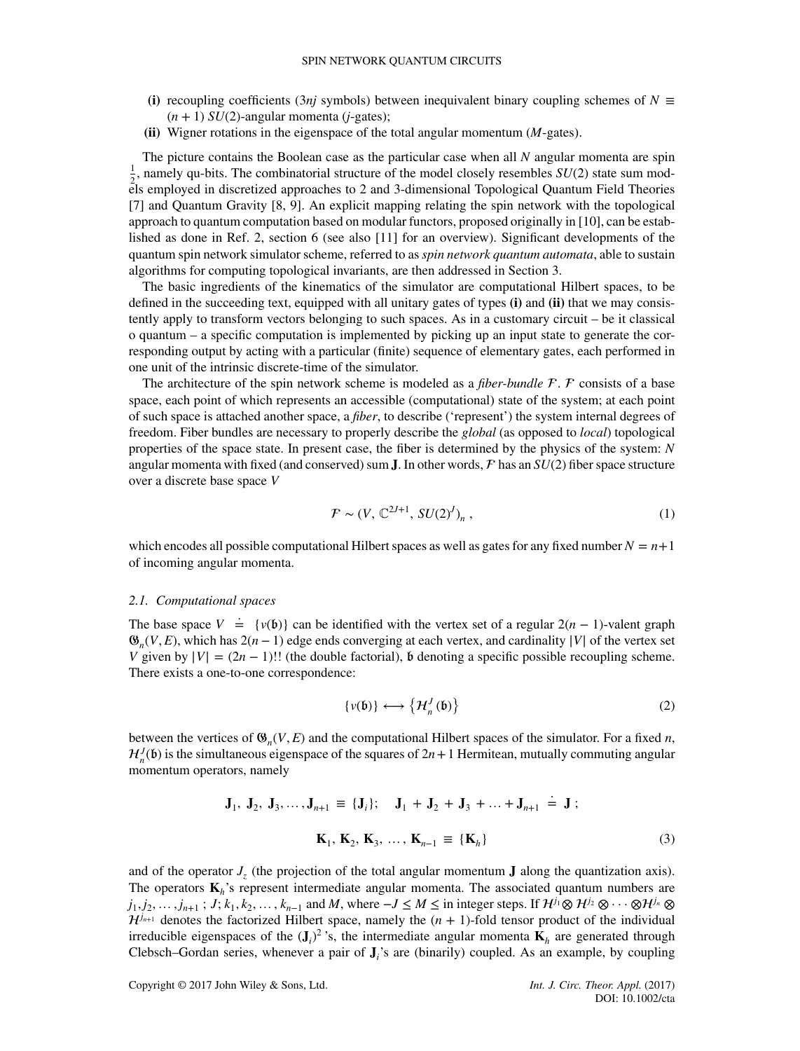**(i)** recoupling coefficients ($3nj$ symbols) between inequivalent binary coupling schemes of $N \equiv (n+1)$ $SU(2)$-angular momenta ($j$-gates);

**(ii)** Wigner rotations in the eigenspace of the total angular momentum ($M$-gates).

The picture contains the Boolean case as the particular case when all $N$ angular momenta are spin $\frac{1}{2}$, namely qu-bits. The combinatorial structure of the model closely resembles $SU(2)$ state sum models employed in discretized approaches to 2 and 3-dimensional Topological Quantum Field Theories [7] and Quantum Gravity [8, 9]. An explicit mapping relating the spin network with the topological approach to quantum computation based on modular functors, proposed originally in [10], can be established as done in Ref. 2, section 6 (see also [11] for an overview). Significant developments of the quantum spin network simulator scheme, referred to as *spin network quantum automata*, able to sustain algorithms for computing topological invariants, are then addressed in Section 3.

The basic ingredients of the kinematics of the simulator are computational Hilbert spaces, to be defined in the succeeding text, equipped with all unitary gates of types **(i)** and **(ii)** that we may consistently apply to transform vectors belonging to such spaces. As in a customary circuit – be it classical o quantum – a specific computation is implemented by picking up an input state to generate the corresponding output by acting with a particular (finite) sequence of elementary gates, each performed in one unit of the intrinsic discrete-time of the simulator.

The architecture of the spin network scheme is modeled as a *fiber-bundle* $\mathcal{F}$. $\mathcal{F}$ consists of a base space, each point of which represents an accessible (computational) state of the system; at each point of such space is attached another space, a *fiber*, to describe ('represent') the system internal degrees of freedom. Fiber bundles are necessary to properly describe the *global* (as opposed to *local*) topological properties of the space state. In present case, the fiber is determined by the physics of the system: $N$ angular momenta with fixed (and conserved) sum $\mathbf{J}$. In other words, $\mathcal{F}$ has an $SU(2)$ fiber space structure over a discrete base space $V$

$$\mathcal{F} \sim (V, \mathbb{C}^{2J+1}, SU(2)^J)_n \, , \tag{1}$$

which encodes all possible computational Hilbert spaces as well as gates for any fixed number $N = n+1$ of incoming angular momenta.

### 2.1. Computational spaces

The base space $V \doteq \{v(\mathfrak{b})\}$ can be identified with the vertex set of a regular $2(n-1)$-valent graph $\mathfrak{G}_n(V, E)$, which has $2(n-1)$ edge ends converging at each vertex, and cardinality $|V|$ of the vertex set $V$ given by $|V| = (2n-1)!!$ (the double factorial), $\mathfrak{b}$ denoting a specific possible recoupling scheme. There exists a one-to-one correspondence:

$$\{v(\mathfrak{b})\} \longleftrightarrow \left\{\mathcal{H}_n^J(\mathfrak{b})\right\} \tag{2}$$

between the vertices of $\mathfrak{G}_n(V, E)$ and the computational Hilbert spaces of the simulator. For a fixed $n$, $\mathcal{H}_n^J(\mathfrak{b})$ is the simultaneous eigenspace of the squares of $2n+1$ Hermitean, mutually commuting angular momentum operators, namely

$$\mathbf{J}_1, \, \mathbf{J}_2, \, \mathbf{J}_3, \ldots, \mathbf{J}_{n+1} \equiv \{\mathbf{J}_i\}; \quad \mathbf{J}_1 + \mathbf{J}_2 + \mathbf{J}_3 + \ldots + \mathbf{J}_{n+1} \doteq \mathbf{J} \, ;$$

$$\mathbf{K}_1, \mathbf{K}_2, \mathbf{K}_3, \, \ldots, \, \mathbf{K}_{n-1} \equiv \{\mathbf{K}_h\} \tag{3}$$

and of the operator $J_z$ (the projection of the total angular momentum $\mathbf{J}$ along the quantization axis). The operators $\mathbf{K}_h$'s represent intermediate angular momenta. The associated quantum numbers are $j_1, j_2, \ldots, j_{n+1}$ ; $J$; $k_1, k_2, \ldots, k_{n-1}$ and $M$, where $-J \le M \le$ in integer steps. If $\mathcal{H}^{j_1} \otimes \mathcal{H}^{j_2} \otimes \cdots \otimes \mathcal{H}^{j_n} \otimes \mathcal{H}^{j_{n+1}}$ denotes the factorized Hilbert space, namely the $(n+1)$-fold tensor product of the individual irreducible eigenspaces of the $(\mathbf{J}_i)^2$ 's, the intermediate angular momenta $\mathbf{K}_h$ are generated through Clebsch–Gordan series, whenever a pair of $\mathbf{J}_i$'s are (binarily) coupled. As an example, by coupling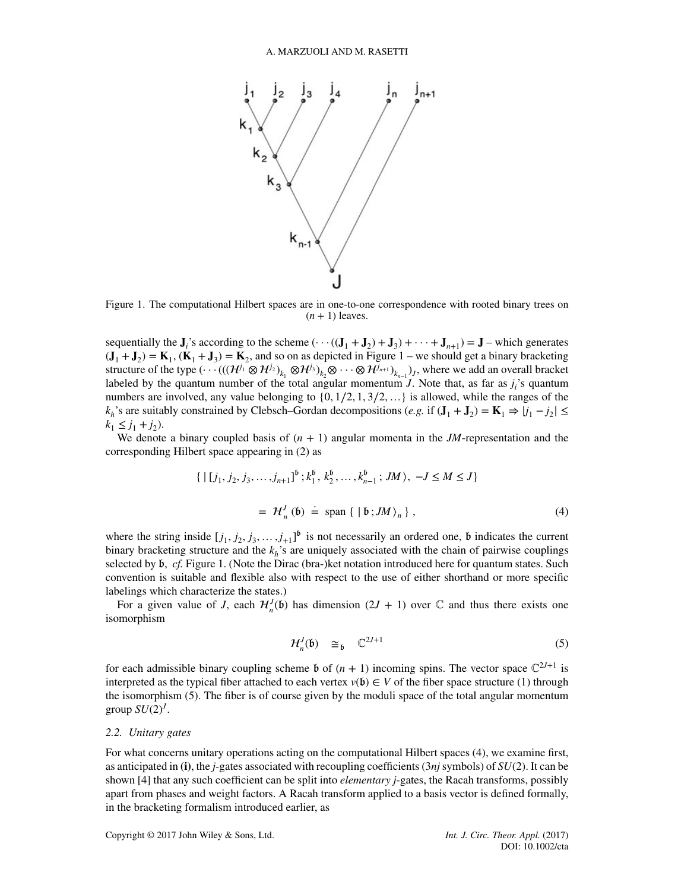Figure 1. The computational Hilbert spaces are in one-to-one correspondence with rooted binary trees on $(n+1)$ leaves.

sequentially the $\mathbf{J}_i$'s according to the scheme $(\cdots((\mathbf{J}_1 + \mathbf{J}_2) + \mathbf{J}_3) + \cdots + \mathbf{J}_{n+1}) = \mathbf{J}$ – which generates $(\mathbf{J}_1 + \mathbf{J}_2) = \mathbf{K}_1$, $(\mathbf{K}_1 + \mathbf{J}_3) = \mathbf{K}_2$, and so on as depicted in Figure 1 – we should get a binary bracketing structure of the type $(\cdots(((\mathcal{H}^{j_1} \otimes \mathcal{H}^{j_2})_{k_1} \otimes \mathcal{H}^{j_3})_{k_2} \otimes \cdots \otimes \mathcal{H}^{j_{n+1}})_{k_{n-1}})_J$, where we add an overall bracket labeled by the quantum number of the total angular momentum $J$. Note that, as far as $j_i$'s quantum numbers are involved, any value belonging to $\{0, 1/2, 1, 3/2, \ldots\}$ is allowed, while the ranges of the $k_h$'s are suitably constrained by Clebsch–Gordan decompositions (*e.g.* if $(\mathbf{J}_1 + \mathbf{J}_2) = \mathbf{K}_1 \Rightarrow |j_1 - j_2| \leq k_1 \leq j_1 + j_2$).

We denote a binary coupled basis of $(n+1)$ angular momenta in the *JM*-representation and the corresponding Hilbert space appearing in (2) as

$$\{\, |\, [\, j_1, j_2, j_3, \ldots, j_{n+1}]^{\mathfrak{b}}\, ; k_1^{\mathfrak{b}},\, k_2^{\mathfrak{b}}, \ldots, k_{n-1}^{\mathfrak{b}}\, ;\, JM\,\rangle,\; -J \leq M \leq J\}$$

$$= \mathcal{H}_n^J\,(\mathfrak{b}) \doteq \text{span}\,\{\, |\, \mathfrak{b}\, ; JM\,\rangle_n\,\}\,, \tag{4}$$

where the string inside $[\,j_1, j_2, j_3, \ldots, j_{+1}]^{\mathfrak{b}}$ is not necessarily an ordered one, $\mathfrak{b}$ indicates the current binary bracketing structure and the $k_h$'s are uniquely associated with the chain of pairwise couplings selected by $\mathfrak{b}$, *cf.* Figure 1. (Note the Dirac (bra-)ket notation introduced here for quantum states. Such convention is suitable and flexible also with respect to the use of either shorthand or more specific labelings which characterize the states.)

For a given value of $J$, each $\mathcal{H}_n^J(\mathfrak{b})$ has dimension $(2J+1)$ over $\mathbb{C}$ and thus there exists one isomorphism

$$\mathcal{H}_n^J(\mathfrak{b}) \quad \cong_{\mathfrak{b}} \quad \mathbb{C}^{2J+1} \tag{5}$$

for each admissible binary coupling scheme $\mathfrak{b}$ of $(n+1)$ incoming spins. The vector space $\mathbb{C}^{2J+1}$ is interpreted as the typical fiber attached to each vertex $v(\mathfrak{b}) \in V$ of the fiber space structure (1) through the isomorphism (5). The fiber is of course given by the moduli space of the total angular momentum group $SU(2)^J$.

### 2.2. Unitary gates

For what concerns unitary operations acting on the computational Hilbert spaces (4), we examine first, as anticipated in **(i)**, the *j*-gates associated with recoupling coefficients ($3nj$ symbols) of $SU(2)$. It can be shown [4] that any such coefficient can be split into *elementary j*-gates, the Racah transforms, possibly apart from phases and weight factors. A Racah transform applied to a basis vector is defined formally, in the bracketing formalism introduced earlier, as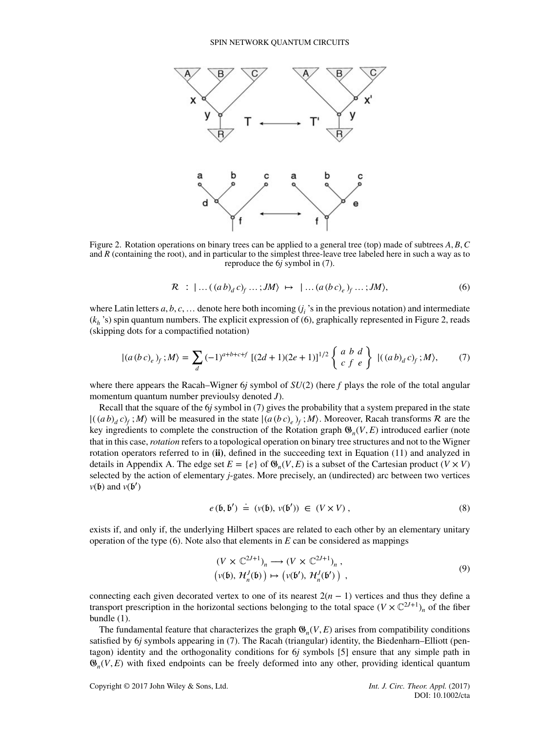Figure 2. Rotation operations on binary trees can be applied to a general tree (top) made of subtrees $A, B, C$ and $R$ (containing the root), and in particular to the simplest three-leave tree labeled here in such a way as to reproduce the 6$j$ symbol in (7).

$$\mathcal{R} \;:\; |\ldots((a\,b)_d\,c)_f\ldots;JM\rangle \;\mapsto\; |\ldots(a\,(b\,c)_e)_f\ldots;JM\rangle, \tag{6}$$

where Latin letters $a, b, c, \ldots$ denote here both incoming ($j_i$'s in the previous notation) and intermediate ($k_h$'s) spin quantum numbers. The explicit expression of (6), graphically represented in Figure 2, reads (skipping dots for a compactified notation)

$$|(a\,(b\,c)_e)_f\,;M\rangle = \sum_d (-1)^{a+b+c+f}\,[(2d+1)(2e+1)]^{1/2} \begin{Bmatrix} a & b & d \\ c & f & e \end{Bmatrix}\; |((a\,b)_d\,c)_f\,;M\rangle, \tag{7}$$

where there appears the Racah–Wigner 6$j$ symbol of $SU(2)$ (here $f$ plays the role of the total angular momentum quantum number previoulsy denoted $J$).

Recall that the square of the 6$j$ symbol in (7) gives the probability that a system prepared in the state $|((a\,b)_d\,c)_f\,;M\rangle$ will be measured in the state $|(a\,(b\,c)_e)_f\,;M\rangle$. Moreover, Racah transforms $\mathcal{R}$ are the key ingredients to complete the construction of the Rotation graph $\mathfrak{G}_n(V,E)$ introduced earlier (note that in this case, *rotation* refers to a topological operation on binary tree structures and not to the Wigner rotation operators referred to in (**ii**), defined in the succeeding text in Equation (11) and analyzed in details in Appendix A. The edge set $E = \{e\}$ of $\mathfrak{G}_n(V,E)$ is a subset of the Cartesian product $(V \times V)$ selected by the action of elementary $j$-gates. More precisely, an (undirected) arc between two vertices $v(\mathfrak{b})$ and $v(\mathfrak{b}')$

$$e\,(\mathfrak{b},\mathfrak{b}') \;\doteq\; (v(\mathfrak{b}),\, v(\mathfrak{b}')) \;\in\; (V \times V)\,, \tag{8}$$

exists if, and only if, the underlying Hilbert spaces are related to each other by an elementary unitary operation of the type (6). Note also that elements in $E$ can be considered as mappings

$$\begin{aligned} &(V \times \mathbb{C}^{2J+1})_n \longrightarrow (V \times \mathbb{C}^{2J+1})_n\,, \\ &\left(v(\mathfrak{b}),\, \mathcal{H}_n^J(\mathfrak{b})\right) \mapsto \left(v(\mathfrak{b}'),\, \mathcal{H}_n^J(\mathfrak{b}')\right)\,, \end{aligned} \tag{9}$$

connecting each given decorated vertex to one of its nearest $2(n-1)$ vertices and thus they define a transport prescription in the horizontal sections belonging to the total space $(V \times \mathbb{C}^{2J+1})_n$ of the fiber bundle (1).

The fundamental feature that characterizes the graph $\mathfrak{G}_n(V,E)$ arises from compatibility conditions satisfied by 6$j$ symbols appearing in (7). The Racah (triangular) identity, the Biedenharn–Elliott (pentagon) identity and the orthogonality conditions for 6$j$ symbols [5] ensure that any simple path in $\mathfrak{G}_n(V,E)$ with fixed endpoints can be freely deformed into any other, providing identical quantum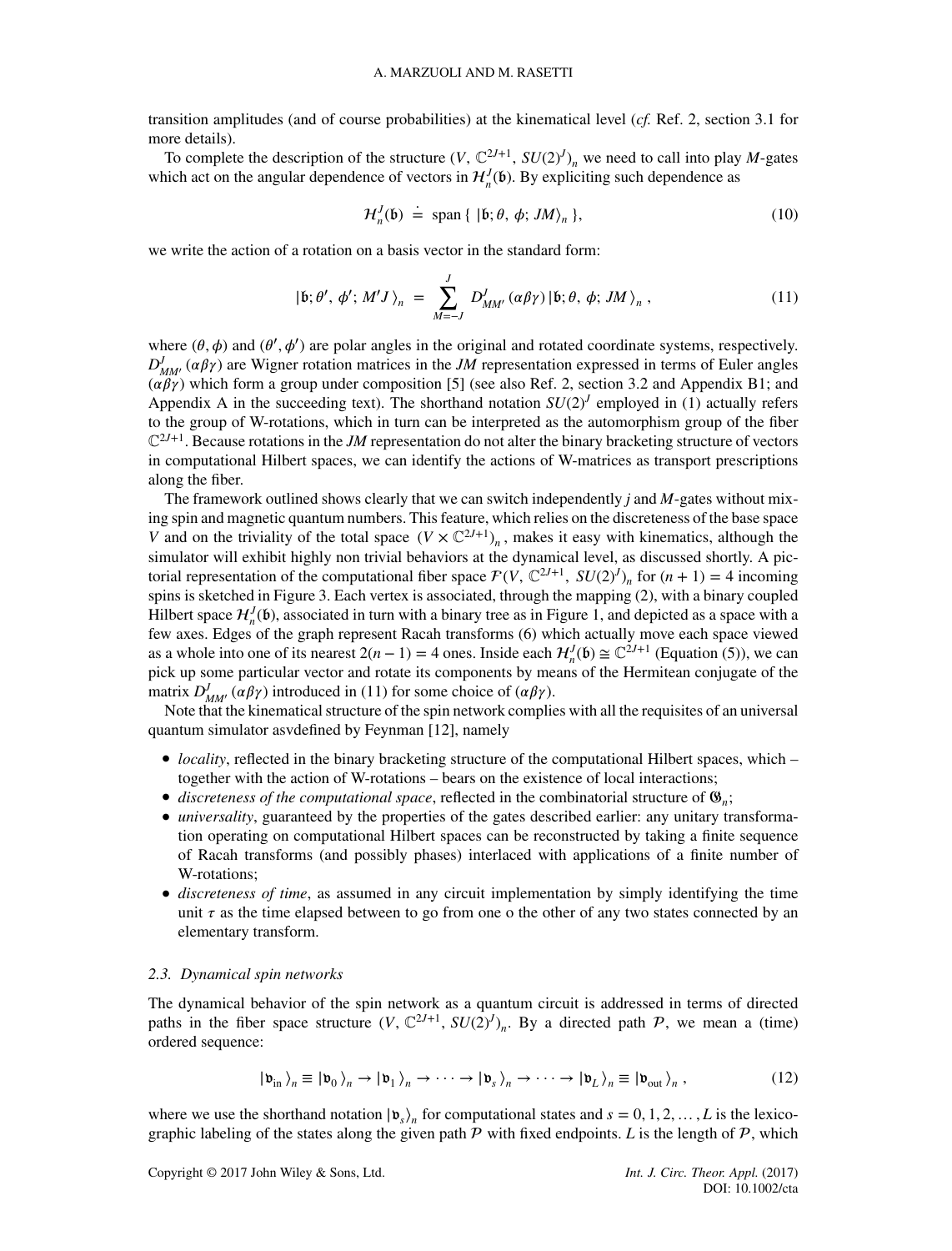transition amplitudes (and of course probabilities) at the kinematical level (*cf.* Ref. 2, section 3.1 for more details).

To complete the description of the structure $(V, \mathbb{C}^{2J+1}, SU(2)^J)_n$ we need to call into play $M$-gates which act on the angular dependence of vectors in $\mathcal{H}_n^J(\mathfrak{b})$. By expliciting such dependence as

$$\mathcal{H}_n^J(\mathfrak{b}) \doteq \text{span}\{\, |\mathfrak{b}; \theta, \phi; JM\rangle_n \,\}, \tag{10}$$

we write the action of a rotation on a basis vector in the standard form:

$$|\mathfrak{b}; \theta', \phi'; M'J\,\rangle_n = \sum_{M=-J}^{J} D^J_{MM'}(\alpha\beta\gamma)\,|\mathfrak{b}; \theta, \phi; JM\,\rangle_n\,, \tag{11}$$

where $(\theta, \phi)$ and $(\theta', \phi')$ are polar angles in the original and rotated coordinate systems, respectively. $D^J_{MM'}(\alpha\beta\gamma)$ are Wigner rotation matrices in the $JM$ representation expressed in terms of Euler angles $(\alpha\beta\gamma)$ which form a group under composition [5] (see also Ref. 2, section 3.2 and Appendix B1; and Appendix A in the succeeding text). The shorthand notation $SU(2)^J$ employed in (1) actually refers to the group of W-rotations, which in turn can be interpreted as the automorphism group of the fiber $\mathbb{C}^{2J+1}$. Because rotations in the $JM$ representation do not alter the binary bracketing structure of vectors in computational Hilbert spaces, we can identify the actions of W-matrices as transport prescriptions along the fiber.

The framework outlined shows clearly that we can switch independently $j$ and $M$-gates without mixing spin and magnetic quantum numbers. This feature, which relies on the discreteness of the base space $V$ and on the triviality of the total space $(V \times \mathbb{C}^{2J+1})_n$, makes it easy with kinematics, although the simulator will exhibit highly non trivial behaviors at the dynamical level, as discussed shortly. A pictorial representation of the computational fiber space $\mathcal{F}(V, \mathbb{C}^{2J+1}, SU(2)^J)_n$ for $(n+1) = 4$ incoming spins is sketched in Figure 3. Each vertex is associated, through the mapping (2), with a binary coupled Hilbert space $\mathcal{H}_n^J(\mathfrak{b})$, associated in turn with a binary tree as in Figure 1, and depicted as a space with a few axes. Edges of the graph represent Racah transforms (6) which actually move each space viewed as a whole into one of its nearest $2(n-1) = 4$ ones. Inside each $\mathcal{H}_n^J(\mathfrak{b}) \cong \mathbb{C}^{2J+1}$ (Equation (5)), we can pick up some particular vector and rotate its components by means of the Hermitean conjugate of the matrix $D^J_{MM'}(\alpha\beta\gamma)$ introduced in (11) for some choice of $(\alpha\beta\gamma)$.

Note that the kinematical structure of the spin network complies with all the requisites of an universal quantum simulator asvdefined by Feynman [12], namely

- *locality*, reflected in the binary bracketing structure of the computational Hilbert spaces, which – together with the action of W-rotations – bears on the existence of local interactions;
- *discreteness of the computational space*, reflected in the combinatorial structure of $\mathfrak{G}_n$;
- *universality*, guaranteed by the properties of the gates described earlier: any unitary transformation operating on computational Hilbert spaces can be reconstructed by taking a finite sequence of Racah transforms (and possibly phases) interlaced with applications of a finite number of W-rotations;
- *discreteness of time*, as assumed in any circuit implementation by simply identifying the time unit $\tau$ as the time elapsed between to go from one o the other of any two states connected by an elementary transform.

### 2.3. Dynamical spin networks

The dynamical behavior of the spin network as a quantum circuit is addressed in terms of directed paths in the fiber space structure $(V, \mathbb{C}^{2J+1}, SU(2)^J)_n$. By a directed path $\mathcal{P}$, we mean a (time) ordered sequence:

$$|\mathfrak{v}_{\text{in}}\,\rangle_n \equiv |\mathfrak{v}_0\,\rangle_n \to |\mathfrak{v}_1\,\rangle_n \to \cdots \to |\mathfrak{v}_s\,\rangle_n \to \cdots \to |\mathfrak{v}_L\,\rangle_n \equiv |\mathfrak{v}_{\text{out}}\,\rangle_n\,, \tag{12}$$

where we use the shorthand notation $|\mathfrak{v}_s\rangle_n$ for computational states and $s = 0, 1, 2, \ldots, L$ is the lexicographic labeling of the states along the given path $\mathcal{P}$ with fixed endpoints. $L$ is the length of $\mathcal{P}$, which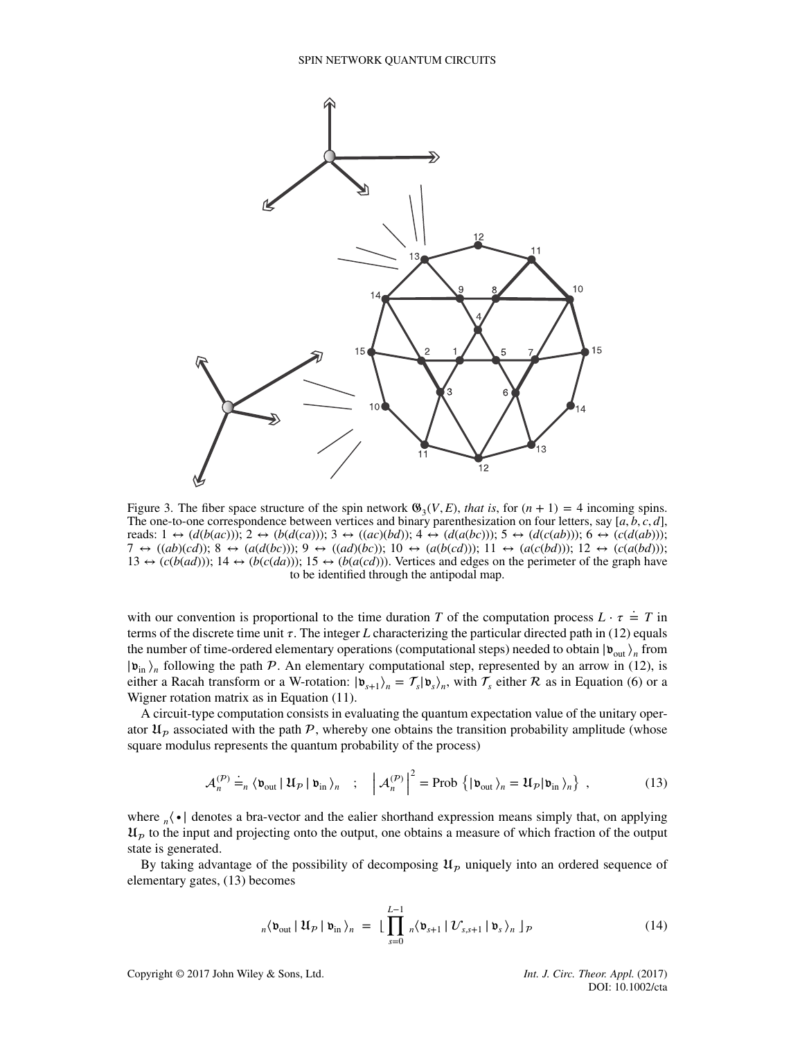Figure 3. The fiber space structure of the spin network $\mathfrak{G}_3(V, E)$, *that is*, for $(n + 1) = 4$ incoming spins. The one-to-one correspondence between vertices and binary parenthesization on four letters, say $[a, b, c, d]$, reads: $1 \leftrightarrow (d(b(ac)))$; $2 \leftrightarrow (b(d(ca)))$; $3 \leftrightarrow ((ac)(bd))$; $4 \leftrightarrow (d(a(bc)))$; $5 \leftrightarrow (d(c(ab)))$; $6 \leftrightarrow (c(d(ab)))$; $7 \leftrightarrow ((ab)(cd))$; $8 \leftrightarrow (a(d(bc)))$; $9 \leftrightarrow ((ad)(bc))$; $10 \leftrightarrow (a(b(cd)))$; $11 \leftrightarrow (a(c(bd)))$; $12 \leftrightarrow (c(a(bd)))$; $13 \leftrightarrow (c(b(ad)))$; $14 \leftrightarrow (b(c(da)))$; $15 \leftrightarrow (b(a(cd)))$. Vertices and edges on the perimeter of the graph have to be identified through the antipodal map.

with our convention is proportional to the time duration $T$ of the computation process $L \cdot \tau \doteq T$ in terms of the discrete time unit $\tau$. The integer $L$ characterizing the particular directed path in (12) equals the number of time-ordered elementary operations (computational steps) needed to obtain $|\mathfrak{v}_{\text{out}}\rangle_n$ from $|\mathfrak{v}_{\text{in}}\rangle_n$ following the path $\mathcal{P}$. An elementary computational step, represented by an arrow in (12), is either a Racah transform or a W-rotation: $|\mathfrak{v}_{s+1}\rangle_n = \mathcal{T}_s|\mathfrak{v}_s\rangle_n$, with $\mathcal{T}_s$ either $\mathcal{R}$ as in Equation (6) or a Wigner rotation matrix as in Equation (11).

A circuit-type computation consists in evaluating the quantum expectation value of the unitary operator $\mathfrak{U}_{\mathcal{P}}$ associated with the path $\mathcal{P}$, whereby one obtains the transition probability amplitude (whose square modulus represents the quantum probability of the process)

$$\mathcal{A}_n^{(\mathcal{P})} \doteq_n \langle \mathfrak{v}_{\text{out}} \,|\, \mathfrak{U}_{\mathcal{P}} \,|\, \mathfrak{v}_{\text{in}} \rangle_n \quad ; \quad \left| \mathcal{A}_n^{(\mathcal{P})} \right|^2 = \text{Prob}\left\{ |\mathfrak{v}_{\text{out}}\rangle_n = \mathfrak{U}_{\mathcal{P}} |\mathfrak{v}_{\text{in}}\rangle_n \right\} , \tag{13}$$

where ${}_n\langle \bullet |$ denotes a bra-vector and the ealier shorthand expression means simply that, on applying $\mathfrak{U}_{\mathcal{P}}$ to the input and projecting onto the output, one obtains a measure of which fraction of the output state is generated.

By taking advantage of the possibility of decomposing $\mathfrak{U}_{\mathcal{P}}$ uniquely into an ordered sequence of elementary gates, (13) becomes

$${}_n\langle \mathfrak{v}_{\text{out}} \,|\, \mathfrak{U}_{\mathcal{P}} \,|\, \mathfrak{v}_{\text{in}} \rangle_n \;=\; \lfloor \prod_{s=0}^{L-1} {}_n\langle \mathfrak{v}_{s+1} \,|\, \mathcal{U}_{s,s+1} \,|\, \mathfrak{v}_s \rangle_n \rfloor_{\mathcal{P}} \tag{14}$$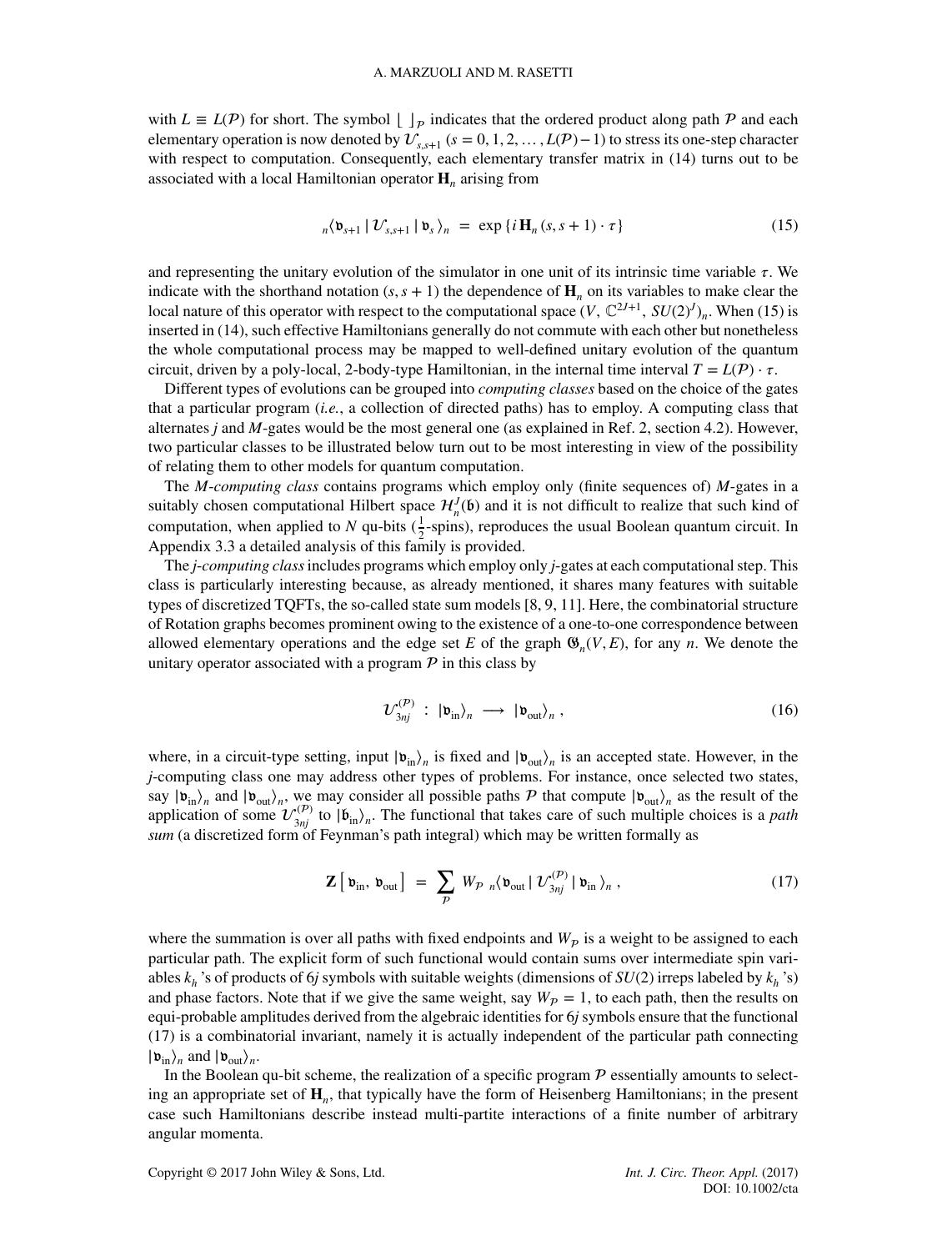with $L \equiv L(\mathcal{P})$ for short. The symbol $\lfloor\ \rfloor_{\mathcal{P}}$ indicates that the ordered product along path $\mathcal{P}$ and each elementary operation is now denoted by $\mathcal{U}_{s,s+1}$ ($s = 0, 1, 2, \ldots, L(\mathcal{P}) - 1$) to stress its one-step character with respect to computation. Consequently, each elementary transfer matrix in (14) turns out to be associated with a local Hamiltonian operator $\mathbf{H}_n$ arising from

$$
{}_n\langle \mathfrak{v}_{s+1} \,|\, \mathcal{U}_{s,s+1} \,|\, \mathfrak{v}_s \rangle_n \;=\; \exp\{ i\, \mathbf{H}_n\, (s, s+1) \cdot \tau \} \tag{15}
$$

and representing the unitary evolution of the simulator in one unit of its intrinsic time variable $\tau$. We indicate with the shorthand notation $(s, s+1)$ the dependence of $\mathbf{H}_n$ on its variables to make clear the local nature of this operator with respect to the computational space $(V,\, \mathbb{C}^{2J+1},\, SU(2)^J)_n$. When (15) is inserted in (14), such effective Hamiltonians generally do not commute with each other but nonetheless the whole computational process may be mapped to well-defined unitary evolution of the quantum circuit, driven by a poly-local, 2-body-type Hamiltonian, in the internal time interval $T = L(\mathcal{P}) \cdot \tau$.

Different types of evolutions can be grouped into *computing classes* based on the choice of the gates that a particular program (*i.e.*, a collection of directed paths) has to employ. A computing class that alternates $j$ and $M$-gates would be the most general one (as explained in Ref. 2, section 4.2). However, two particular classes to be illustrated below turn out to be most interesting in view of the possibility of relating them to other models for quantum computation.

The *M-computing class* contains programs which employ only (finite sequences of) $M$-gates in a suitably chosen computational Hilbert space $\mathcal{H}^J_n(\mathfrak{b})$ and it is not difficult to realize that such kind of computation, when applied to $N$ qu-bits ($\frac{1}{2}$-spins), reproduces the usual Boolean quantum circuit. In Appendix 3.3 a detailed analysis of this family is provided.

The *j-computing class* includes programs which employ only $j$-gates at each computational step. This class is particularly interesting because, as already mentioned, it shares many features with suitable types of discretized TQFTs, the so-called state sum models [8, 9, 11]. Here, the combinatorial structure of Rotation graphs becomes prominent owing to the existence of a one-to-one correspondence between allowed elementary operations and the edge set $E$ of the graph $\mathfrak{G}_n(V, E)$, for any $n$. We denote the unitary operator associated with a program $\mathcal{P}$ in this class by

$$
\mathcal{U}^{(\mathcal{P})}_{3nj} \;:\; |\mathfrak{v}_{\text{in}}\rangle_n \;\longrightarrow\; |\mathfrak{v}_{\text{out}}\rangle_n \,, \tag{16}
$$

where, in a circuit-type setting, input $|\mathfrak{v}_{\text{in}}\rangle_n$ is fixed and $|\mathfrak{v}_{\text{out}}\rangle_n$ is an accepted state. However, in the $j$-computing class one may address other types of problems. For instance, once selected two states, say $|\mathfrak{v}_{\text{in}}\rangle_n$ and $|\mathfrak{v}_{\text{out}}\rangle_n$, we may consider all possible paths $\mathcal{P}$ that compute $|\mathfrak{v}_{\text{out}}\rangle_n$ as the result of the application of some $\mathcal{U}^{(\mathcal{P})}_{3nj}$ to $|\mathfrak{b}_{\text{in}}\rangle_n$. The functional that takes care of such multiple choices is a *path sum* (a discretized form of Feynman's path integral) which may be written formally as

$$
\mathbf{Z}\left[\, \mathfrak{v}_{\text{in}},\, \mathfrak{v}_{\text{out}} \right] \;=\; \sum_{\mathcal{P}} \, W_{\mathcal{P}}\;{}_n\langle \mathfrak{v}_{\text{out}} \,|\, \mathcal{U}^{(\mathcal{P})}_{3nj} \,|\, \mathfrak{v}_{\text{in}} \,\rangle_n \,, \tag{17}
$$

where the summation is over all paths with fixed endpoints and $W_{\mathcal{P}}$ is a weight to be assigned to each particular path. The explicit form of such functional would contain sums over intermediate spin variables $k_h$'s of products of $6j$ symbols with suitable weights (dimensions of $SU(2)$ irreps labeled by $k_h$'s) and phase factors. Note that if we give the same weight, say $W_{\mathcal{P}} = 1$, to each path, then the results on equi-probable amplitudes derived from the algebraic identities for $6j$ symbols ensure that the functional (17) is a combinatorial invariant, namely it is actually independent of the particular path connecting $|\mathfrak{v}_{\text{in}}\rangle_n$ and $|\mathfrak{v}_{\text{out}}\rangle_n$.

In the Boolean qu-bit scheme, the realization of a specific program $\mathcal{P}$ essentially amounts to selecting an appropriate set of $\mathbf{H}_n$, that typically have the form of Heisenberg Hamiltonians; in the present case such Hamiltonians describe instead multi-partite interactions of a finite number of arbitrary angular momenta.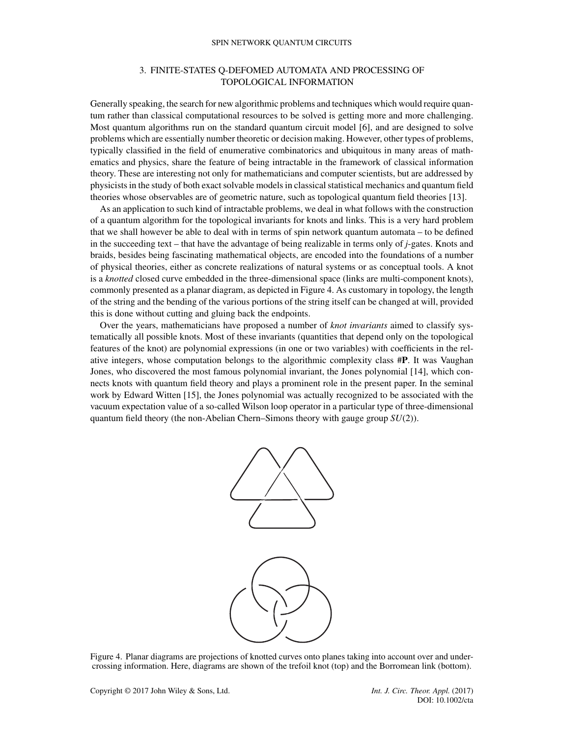## 3. FINITE-STATES Q-DEFOMED AUTOMATA AND PROCESSING OF TOPOLOGICAL INFORMATION

Generally speaking, the search for new algorithmic problems and techniques which would require quantum rather than classical computational resources to be solved is getting more and more challenging. Most quantum algorithms run on the standard quantum circuit model [6], and are designed to solve problems which are essentially number theoretic or decision making. However, other types of problems, typically classified in the field of enumerative combinatorics and ubiquitous in many areas of mathematics and physics, share the feature of being intractable in the framework of classical information theory. These are interesting not only for mathematicians and computer scientists, but are addressed by physicists in the study of both exact solvable models in classical statistical mechanics and quantum field theories whose observables are of geometric nature, such as topological quantum field theories [13].

As an application to such kind of intractable problems, we deal in what follows with the construction of a quantum algorithm for the topological invariants for knots and links. This is a very hard problem that we shall however be able to deal with in terms of spin network quantum automata – to be defined in the succeeding text – that have the advantage of being realizable in terms only of *j*-gates. Knots and braids, besides being fascinating mathematical objects, are encoded into the foundations of a number of physical theories, either as concrete realizations of natural systems or as conceptual tools. A knot is a *knotted* closed curve embedded in the three-dimensional space (links are multi-component knots), commonly presented as a planar diagram, as depicted in Figure 4. As customary in topology, the length of the string and the bending of the various portions of the string itself can be changed at will, provided this is done without cutting and gluing back the endpoints.

Over the years, mathematicians have proposed a number of *knot invariants* aimed to classify systematically all possible knots. Most of these invariants (quantities that depend only on the topological features of the knot) are polynomial expressions (in one or two variables) with coefficients in the relative integers, whose computation belongs to the algorithmic complexity class **#P**. It was Vaughan Jones, who discovered the most famous polynomial invariant, the Jones polynomial [14], which connects knots with quantum field theory and plays a prominent role in the present paper. In the seminal work by Edward Witten [15], the Jones polynomial was actually recognized to be associated with the vacuum expectation value of a so-called Wilson loop operator in a particular type of three-dimensional quantum field theory (the non-Abelian Chern–Simons theory with gauge group $SU(2)$).

Figure 4. Planar diagrams are projections of knotted curves onto planes taking into account over and under-crossing information. Here, diagrams are shown of the trefoil knot (top) and the Borromean link (bottom).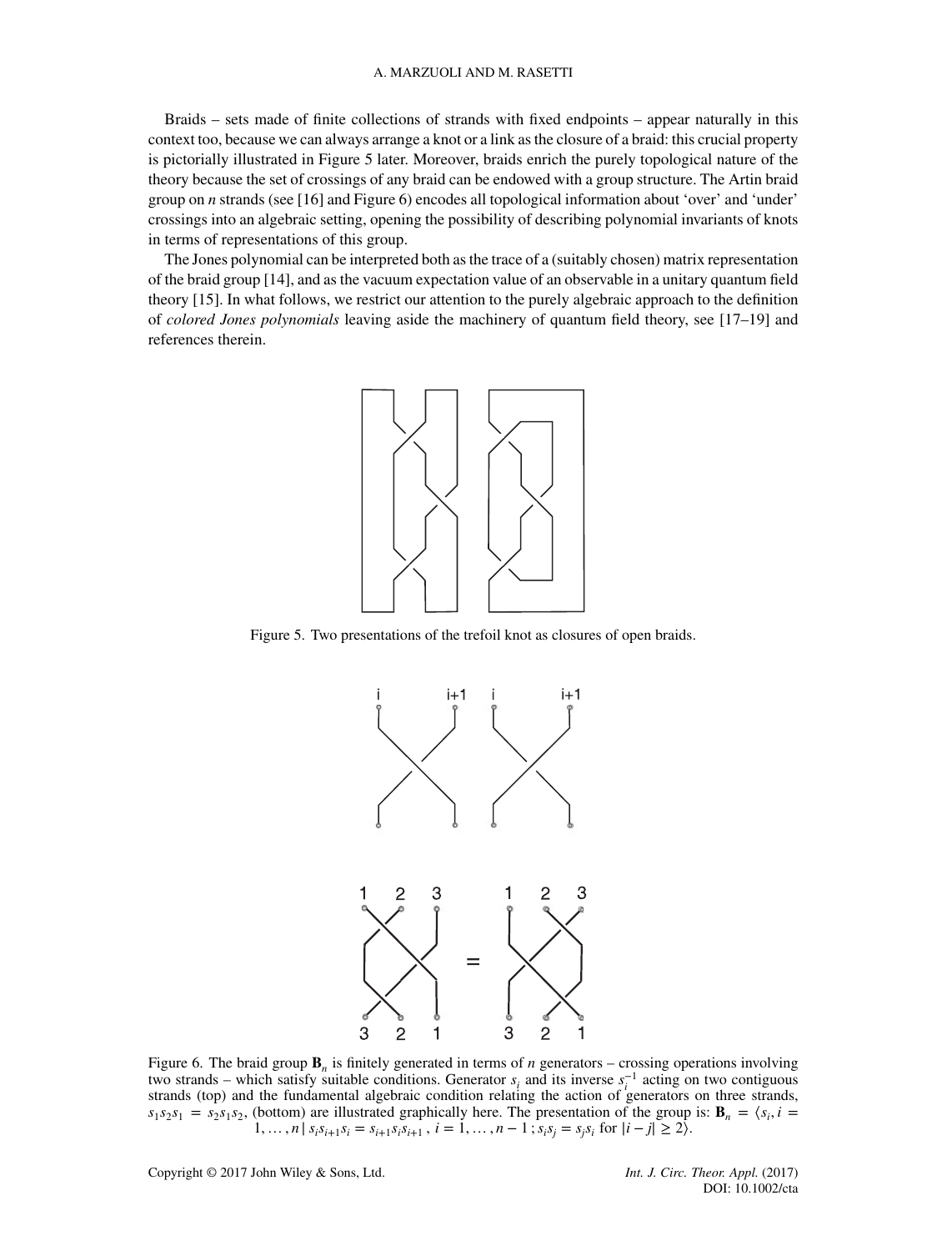Braids – sets made of finite collections of strands with fixed endpoints – appear naturally in this context too, because we can always arrange a knot or a link as the closure of a braid: this crucial property is pictorially illustrated in Figure 5 later. Moreover, braids enrich the purely topological nature of the theory because the set of crossings of any braid can be endowed with a group structure. The Artin braid group on $n$ strands (see [16] and Figure 6) encodes all topological information about 'over' and 'under' crossings into an algebraic setting, opening the possibility of describing polynomial invariants of knots in terms of representations of this group.

The Jones polynomial can be interpreted both as the trace of a (suitably chosen) matrix representation of the braid group [14], and as the vacuum expectation value of an observable in a unitary quantum field theory [15]. In what follows, we restrict our attention to the purely algebraic approach to the definition of *colored Jones polynomials* leaving aside the machinery of quantum field theory, see [17–19] and references therein.

Figure 5. Two presentations of the trefoil knot as closures of open braids.

Figure 6. The braid group $\mathbf{B}_n$ is finitely generated in terms of $n$ generators – crossing operations involving two strands – which satisfy suitable conditions. Generator $s_i$ and its inverse $s_i^{-1}$ acting on two contiguous strands (top) and the fundamental algebraic condition relating the action of generators on three strands, $s_1 s_2 s_1 = s_2 s_1 s_2$, (bottom) are illustrated graphically here. The presentation of the group is: $\mathbf{B}_n = \langle s_i, i = 1, \ldots, n \,|\, s_i s_{i+1} s_i = s_{i+1} s_i s_{i+1}\,,\, i = 1, \ldots, n-1\,; s_i s_j = s_j s_i \text{ for } |i-j| \geq 2 \rangle$.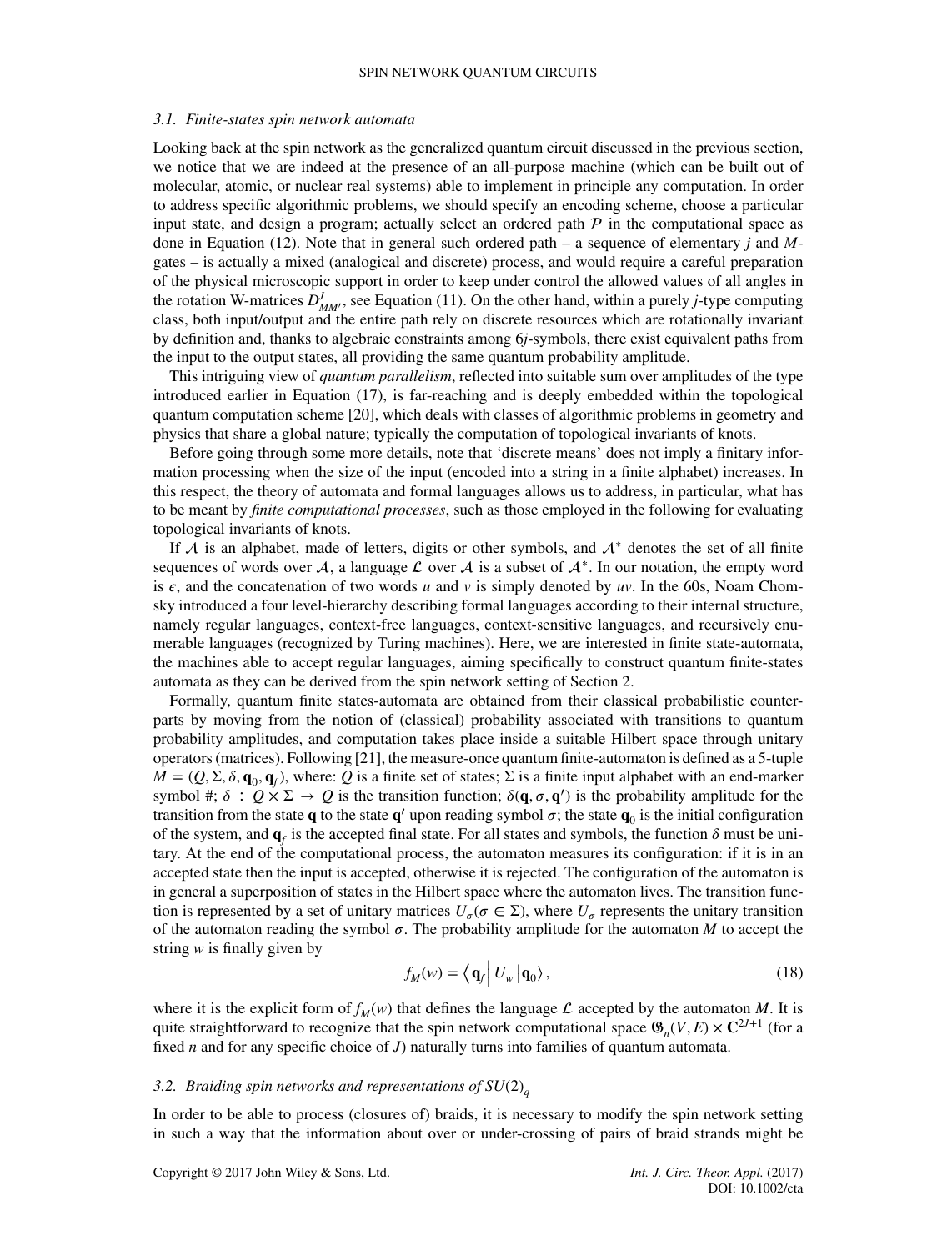### 3.1. Finite-states spin network automata

Looking back at the spin network as the generalized quantum circuit discussed in the previous section, we notice that we are indeed at the presence of an all-purpose machine (which can be built out of molecular, atomic, or nuclear real systems) able to implement in principle any computation. In order to address specific algorithmic problems, we should specify an encoding scheme, choose a particular input state, and design a program; actually select an ordered path $\mathcal{P}$ in the computational space as done in Equation (12). Note that in general such ordered path – a sequence of elementary $j$ and $M$-gates – is actually a mixed (analogical and discrete) process, and would require a careful preparation of the physical microscopic support in order to keep under control the allowed values of all angles in the rotation W-matrices $D^{J}_{MM'}$, see Equation (11). On the other hand, within a purely $j$-type computing class, both input/output and the entire path rely on discrete resources which are rotationally invariant by definition and, thanks to algebraic constraints among 6$j$-symbols, there exist equivalent paths from the input to the output states, all providing the same quantum probability amplitude.

This intriguing view of *quantum parallelism*, reflected into suitable sum over amplitudes of the type introduced earlier in Equation (17), is far-reaching and is deeply embedded within the topological quantum computation scheme [20], which deals with classes of algorithmic problems in geometry and physics that share a global nature; typically the computation of topological invariants of knots.

Before going through some more details, note that 'discrete means' does not imply a finitary information processing when the size of the input (encoded into a string in a finite alphabet) increases. In this respect, the theory of automata and formal languages allows us to address, in particular, what has to be meant by *finite computational processes*, such as those employed in the following for evaluating topological invariants of knots.

If $\mathcal{A}$ is an alphabet, made of letters, digits or other symbols, and $\mathcal{A}^*$ denotes the set of all finite sequences of words over $\mathcal{A}$, a language $\mathcal{L}$ over $\mathcal{A}$ is a subset of $\mathcal{A}^*$. In our notation, the empty word is $\epsilon$, and the concatenation of two words $u$ and $v$ is simply denoted by $uv$. In the 60s, Noam Chomsky introduced a four level-hierarchy describing formal languages according to their internal structure, namely regular languages, context-free languages, context-sensitive languages, and recursively enumerable languages (recognized by Turing machines). Here, we are interested in finite state-automata, the machines able to accept regular languages, aiming specifically to construct quantum finite-states automata as they can be derived from the spin network setting of Section 2.

Formally, quantum finite states-automata are obtained from their classical probabilistic counterparts by moving from the notion of (classical) probability associated with transitions to quantum probability amplitudes, and computation takes place inside a suitable Hilbert space through unitary operators (matrices). Following [21], the measure-once quantum finite-automaton is defined as a 5-tuple $M = (Q, \Sigma, \delta, \mathbf{q}_0, \mathbf{q}_f)$, where: $Q$ is a finite set of states; $\Sigma$ is a finite input alphabet with an end-marker symbol #; $\delta : Q \times \Sigma \to Q$ is the transition function; $\delta(\mathbf{q}, \sigma, \mathbf{q}')$ is the probability amplitude for the transition from the state $\mathbf{q}$ to the state $\mathbf{q}'$ upon reading symbol $\sigma$; the state $\mathbf{q}_0$ is the initial configuration of the system, and $\mathbf{q}_f$ is the accepted final state. For all states and symbols, the function $\delta$ must be unitary. At the end of the computational process, the automaton measures its configuration: if it is in an accepted state then the input is accepted, otherwise it is rejected. The configuration of the automaton is in general a superposition of states in the Hilbert space where the automaton lives. The transition function is represented by a set of unitary matrices $U_\sigma (\sigma \in \Sigma)$, where $U_\sigma$ represents the unitary transition of the automaton reading the symbol $\sigma$. The probability amplitude for the automaton $M$ to accept the string $w$ is finally given by

$$f_M(w) = \left\langle \mathbf{q}_f \middle| U_w \middle| \mathbf{q}_0 \right\rangle, \tag{18}$$

where it is the explicit form of $f_M(w)$ that defines the language $\mathcal{L}$ accepted by the automaton $M$. It is quite straightforward to recognize that the spin network computational space $\mathfrak{G}_n(V,E) \times \mathbf{C}^{2J+1}$ (for a fixed $n$ and for any specific choice of $J$) naturally turns into families of quantum automata.

### 3.2. Braiding spin networks and representations of $SU(2)_q$

In order to be able to process (closures of) braids, it is necessary to modify the spin network setting in such a way that the information about over or under-crossing of pairs of braid strands might be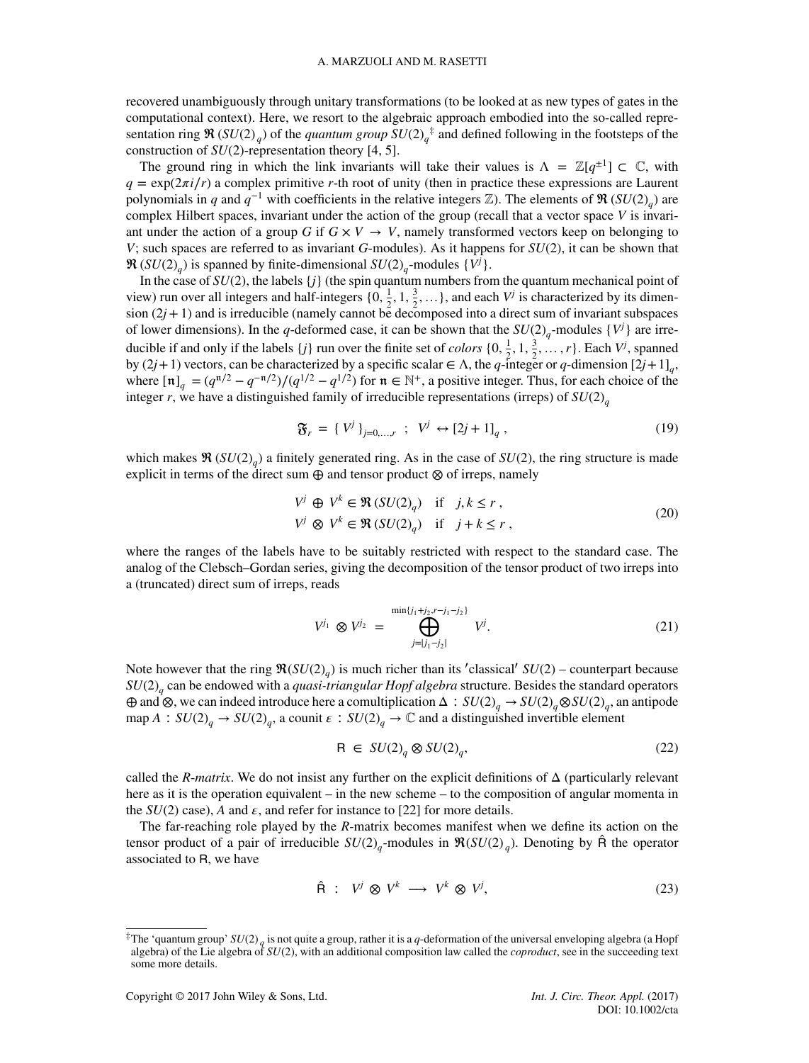recovered unambiguously through unitary transformations (to be looked at as new types of gates in the computational context). Here, we resort to the algebraic approach embodied into the so-called representation ring $\mathfrak{R}\,(SU(2)_q)$ of the *quantum group* $SU(2)_q$[‡] and defined following in the footsteps of the construction of $SU(2)$-representation theory [4, 5].

The ground ring in which the link invariants will take their values is $\Lambda = \mathbb{Z}[q^{\pm 1}] \subset \mathbb{C}$, with $q = \exp(2\pi i/r)$ a complex primitive $r$-th root of unity (then in practice these expressions are Laurent polynomials in $q$ and $q^{-1}$ with coefficients in the relative integers $\mathbb{Z}$). The elements of $\mathfrak{R}\,(SU(2)_q)$ are complex Hilbert spaces, invariant under the action of the group (recall that a vector space $V$ is invariant under the action of a group $G$ if $G \times V \to V$, namely transformed vectors keep on belonging to $V$; such spaces are referred to as invariant $G$-modules). As it happens for $SU(2)$, it can be shown that $\mathfrak{R}\,(SU(2)_q)$ is spanned by finite-dimensional $SU(2)_q$-modules $\{V^j\}$.

In the case of $SU(2)$, the labels $\{j\}$ (the spin quantum numbers from the quantum mechanical point of view) run over all integers and half-integers $\{0, \frac{1}{2}, 1, \frac{3}{2}, \dots\}$, and each $V^j$ is characterized by its dimension $(2j+1)$ and is irreducible (namely cannot be decomposed into a direct sum of invariant subspaces of lower dimensions). In the $q$-deformed case, it can be shown that the $SU(2)_q$-modules $\{V^j\}$ are irreducible if and only if the labels $\{j\}$ run over the finite set of *colors* $\{0, \frac{1}{2}, 1, \frac{3}{2}, \dots, r\}$. Each $V^j$, spanned by $(2j+1)$ vectors, can be characterized by a specific scalar $\in \Lambda$, the $q$-integer or $q$-dimension $[2j+1]_q$, where $[\mathfrak{n}]_q = (q^{\mathfrak{n}/2} - q^{-\mathfrak{n}/2})/(q^{1/2} - q^{1/2})$ for $\mathfrak{n} \in \mathbb{N}^+$, a positive integer. Thus, for each choice of the integer $r$, we have a distinguished family of irreducible representations (irreps) of $SU(2)_q$

$$\mathfrak{F}_r = \{\, V^j \,\}_{j=0,\dots,r} \;\; ; \;\; V^j \leftrightarrow [2j+1]_q \, , \tag{19}$$

which makes $\mathfrak{R}\,(SU(2)_q)$ a finitely generated ring. As in the case of $SU(2)$, the ring structure is made explicit in terms of the direct sum $\oplus$ and tensor product $\otimes$ of irreps, namely

$$\begin{aligned} V^j \,\oplus\, V^k &\in \mathfrak{R}\,(SU(2)_q) \quad \text{if} \quad j, k \le r \, , \\ V^j \,\otimes\, V^k &\in \mathfrak{R}\,(SU(2)_q) \quad \text{if} \quad j + k \le r \, , \end{aligned} \tag{20}$$

where the ranges of the labels have to be suitably restricted with respect to the standard case. The analog of the Clebsch–Gordan series, giving the decomposition of the tensor product of two irreps into a (truncated) direct sum of irreps, reads

$$V^{j_1} \,\otimes V^{j_2} \;=\; \bigoplus_{j=|j_1-j_2|}^{\min\{j_1+j_2,\, r-j_1-j_2\}} \; V^j . \tag{21}$$

Note however that the ring $\mathfrak{R}(SU(2)_q)$ is much richer than its 'classical' $SU(2)$ – counterpart because $SU(2)_q$ can be endowed with a *quasi-triangular Hopf algebra* structure. Besides the standard operators $\oplus$ and $\otimes$, we can indeed introduce here a comultiplication $\Delta : SU(2)_q \to SU(2)_q \otimes SU(2)_q$, an antipode map $A : SU(2)_q \to SU(2)_q$, a counit $\epsilon : SU(2)_q \to \mathbb{C}$ and a distinguished invertible element

$$\mathsf{R} \,\in\, SU(2)_q \otimes SU(2)_q, \tag{22}$$

called the *R-matrix*. We do not insist any further on the explicit definitions of $\Delta$ (particularly relevant here as it is the operation equivalent – in the new scheme – to the composition of angular momenta in the $SU(2)$ case), $A$ and $\epsilon$, and refer for instance to [22] for more details.

The far-reaching role played by the $R$-matrix becomes manifest when we define its action on the tensor product of a pair of irreducible $SU(2)_q$-modules in $\mathfrak{R}(SU(2)_q)$. Denoting by $\hat{\mathsf{R}}$ the operator associated to $\mathsf{R}$, we have

$$\hat{\mathsf{R}} \;:\;\; V^j \,\otimes\, V^k \;\longrightarrow\; V^k \,\otimes\, V^j, \tag{23}$$

[‡] The 'quantum group' $SU(2)_q$ is not quite a group, rather it is a $q$-deformation of the universal enveloping algebra (a Hopf algebra) of the Lie algebra of $SU(2)$, with an additional composition law called the *coproduct*, see in the succeeding text some more details.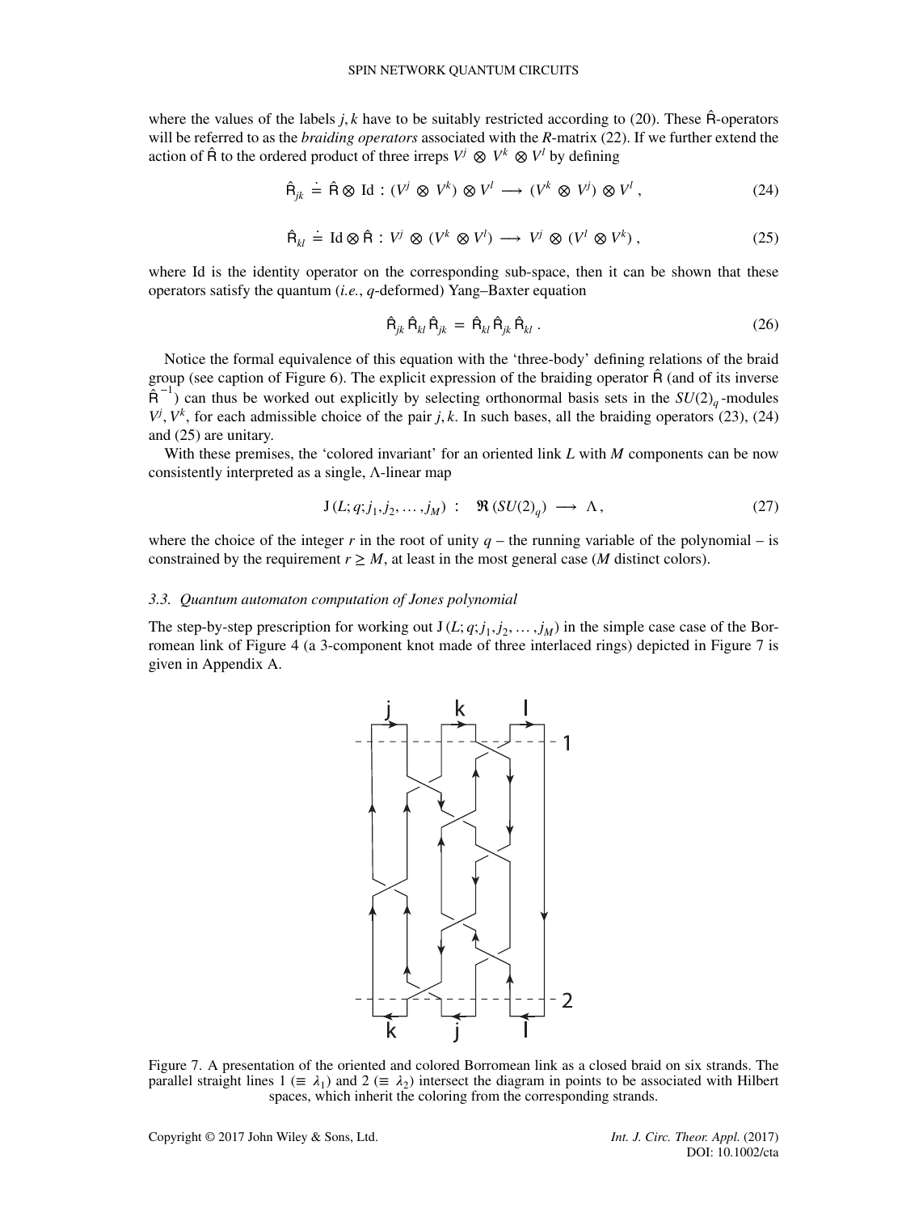where the values of the labels $j, k$ have to be suitably restricted according to (20). These $\hat{\mathsf{R}}$-operators will be referred to as the *braiding operators* associated with the *R*-matrix (22). If we further extend the action of $\hat{\mathsf{R}}$ to the ordered product of three irreps $V^j \otimes V^k \otimes V^l$ by defining

$$\hat{\mathsf{R}}_{jk} \doteq \hat{\mathsf{R}} \otimes \mathrm{Id} : (V^j \otimes V^k) \otimes V^l \longrightarrow (V^k \otimes V^j) \otimes V^l , \tag{24}$$

$$\hat{\mathsf{R}}_{kl} \doteq \mathrm{Id} \otimes \hat{\mathsf{R}} : V^j \otimes (V^k \otimes V^l) \longrightarrow V^j \otimes (V^l \otimes V^k) , \tag{25}$$

where Id is the identity operator on the corresponding sub-space, then it can be shown that these operators satisfy the quantum (*i.e.*, *q*-deformed) Yang–Baxter equation

$$\hat{\mathsf{R}}_{jk} \hat{\mathsf{R}}_{kl} \hat{\mathsf{R}}_{jk} = \hat{\mathsf{R}}_{kl} \hat{\mathsf{R}}_{jk} \hat{\mathsf{R}}_{kl} . \tag{26}$$

Notice the formal equivalence of this equation with the 'three-body' defining relations of the braid group (see caption of Figure 6). The explicit expression of the braiding operator $\hat{\mathsf{R}}$ (and of its inverse $\hat{\mathsf{R}}^{-1}$) can thus be worked out explicitly by selecting orthonormal basis sets in the $SU(2)_q$-modules $V^j, V^k$, for each admissible choice of the pair $j, k$. In such bases, all the braiding operators (23), (24) and (25) are unitary.

With these premises, the 'colored invariant' for an oriented link $L$ with $M$ components can be now consistently interpreted as a single, $\Lambda$-linear map

$$\mathrm{J}\,(L; q; j_1, j_2, \ldots, j_M) \;:\; \mathfrak{R}\,(SU(2)_q) \longrightarrow \Lambda , \tag{27}$$

where the choice of the integer $r$ in the root of unity $q$ – the running variable of the polynomial – is constrained by the requirement $r \geq M$, at least in the most general case ($M$ distinct colors).

### 3.3. *Quantum automaton computation of Jones polynomial*

The step-by-step prescription for working out $\mathrm{J}\,(L; q; j_1, j_2, \ldots, j_M)$ in the simple case case of the Borromean link of Figure 4 (a 3-component knot made of three interlaced rings) depicted in Figure 7 is given in Appendix A.

Figure 7. A presentation of the oriented and colored Borromean link as a closed braid on six strands. The parallel straight lines 1 ($\equiv \lambda_1$) and 2 ($\equiv \lambda_2$) intersect the diagram in points to be associated with Hilbert spaces, which inherit the coloring from the corresponding strands.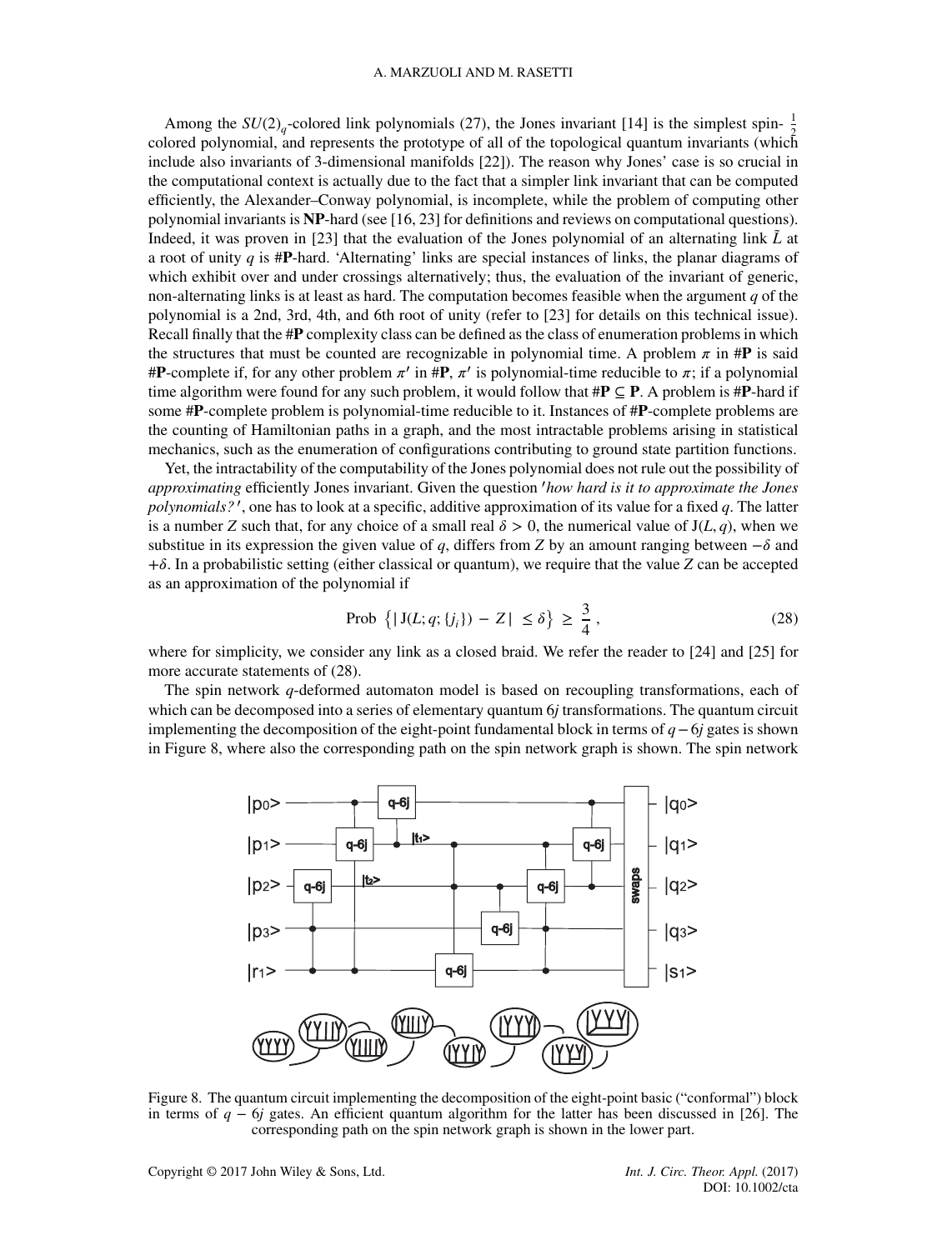Among the $SU(2)_q$-colored link polynomials (27), the Jones invariant [14] is the simplest spin-$\frac{1}{2}$ colored polynomial, and represents the prototype of all of the topological quantum invariants (which include also invariants of 3-dimensional manifolds [22]). The reason why Jones' case is so crucial in the computational context is actually due to the fact that a simpler link invariant that can be computed efficiently, the Alexander–Conway polynomial, is incomplete, while the problem of computing other polynomial invariants is **NP**-hard (see [16, 23] for definitions and reviews on computational questions). Indeed, it was proven in [23] that the evaluation of the Jones polynomial of an alternating link $\tilde{L}$ at a root of unity $q$ is #**P**-hard. 'Alternating' links are special instances of links, the planar diagrams of which exhibit over and under crossings alternatively; thus, the evaluation of the invariant of generic, non-alternating links is at least as hard. The computation becomes feasible when the argument $q$ of the polynomial is a 2nd, 3rd, 4th, and 6th root of unity (refer to [23] for details on this technical issue). Recall finally that the #**P** complexity class can be defined as the class of enumeration problems in which the structures that must be counted are recognizable in polynomial time. A problem $\pi$ in #**P** is said #**P**-complete if, for any other problem $\pi'$ in #**P**, $\pi'$ is polynomial-time reducible to $\pi$; if a polynomial time algorithm were found for any such problem, it would follow that #**P** $\subseteq$ **P**. A problem is #**P**-hard if some #**P**-complete problem is polynomial-time reducible to it. Instances of #**P**-complete problems are the counting of Hamiltonian paths in a graph, and the most intractable problems arising in statistical mechanics, such as the enumeration of configurations contributing to ground state partition functions.

Yet, the intractability of the computability of the Jones polynomial does not rule out the possibility of *approximating* efficiently Jones invariant. Given the question *′how hard is it to approximate the Jones polynomials?′*, one has to look at a specific, additive approximation of its value for a fixed $q$. The latter is a number $Z$ such that, for any choice of a small real $\delta > 0$, the numerical value of $\mathrm{J}(L, q)$, when we substitue in its expression the given value of $q$, differs from $Z$ by an amount ranging between $-\delta$ and $+\delta$. In a probabilistic setting (either classical or quantum), we require that the value $Z$ can be accepted as an approximation of the polynomial if

$$\text{Prob}\ \left\{ |\,\mathrm{J}(L; q; \{j_i\}) - Z\,| \ \leq \delta \right\} \ \geq \ \frac{3}{4}\,, \tag{28}$$

where for simplicity, we consider any link as a closed braid. We refer the reader to [24] and [25] for more accurate statements of (28).

The spin network $q$-deformed automaton model is based on recoupling transformations, each of which can be decomposed into a series of elementary quantum 6$j$ transformations. The quantum circuit implementing the decomposition of the eight-point fundamental block in terms of $q-6j$ gates is shown in Figure 8, where also the corresponding path on the spin network graph is shown. The spin network

Figure 8. The quantum circuit implementing the decomposition of the eight-point basic ("conformal") block in terms of $q - 6j$ gates. An efficient quantum algorithm for the latter has been discussed in [26]. The corresponding path on the spin network graph is shown in the lower part.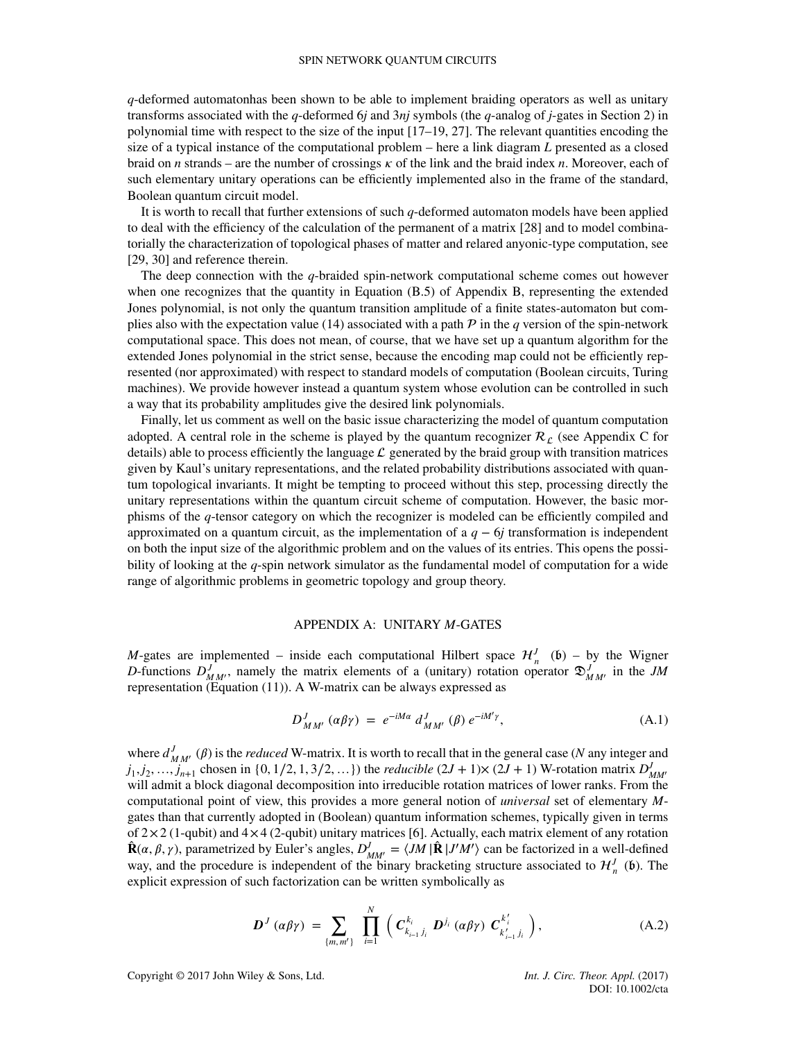$q$-deformed automatonhas been shown to be able to implement braiding operators as well as unitary transforms associated with the $q$-deformed $6j$ and $3nj$ symbols (the $q$-analog of $j$-gates in Section 2) in polynomial time with respect to the size of the input [17–19, 27]. The relevant quantities encoding the size of a typical instance of the computational problem – here a link diagram $L$ presented as a closed braid on $n$ strands – are the number of crossings $\kappa$ of the link and the braid index $n$. Moreover, each of such elementary unitary operations can be efficiently implemented also in the frame of the standard, Boolean quantum circuit model.

It is worth to recall that further extensions of such $q$-deformed automaton models have been applied to deal with the efficiency of the calculation of the permanent of a matrix [28] and to model combinatorially the characterization of topological phases of matter and relared anyonic-type computation, see [29, 30] and reference therein.

The deep connection with the $q$-braided spin-network computational scheme comes out however when one recognizes that the quantity in Equation (B.5) of Appendix B, representing the extended Jones polynomial, is not only the quantum transition amplitude of a finite states-automaton but complies also with the expectation value (14) associated with a path $\mathcal{P}$ in the $q$ version of the spin-network computational space. This does not mean, of course, that we have set up a quantum algorithm for the extended Jones polynomial in the strict sense, because the encoding map could not be efficiently represented (nor approximated) with respect to standard models of computation (Boolean circuits, Turing machines). We provide however instead a quantum system whose evolution can be controlled in such a way that its probability amplitudes give the desired link polynomials.

Finally, let us comment as well on the basic issue characterizing the model of quantum computation adopted. A central role in the scheme is played by the quantum recognizer $\mathcal{R}_{\mathcal{L}}$ (see Appendix C for details) able to process efficiently the language $\mathcal{L}$ generated by the braid group with transition matrices given by Kaul's unitary representations, and the related probability distributions associated with quantum topological invariants. It might be tempting to proceed without this step, processing directly the unitary representations within the quantum circuit scheme of computation. However, the basic morphisms of the $q$-tensor category on which the recognizer is modeled can be efficiently compiled and approximated on a quantum circuit, as the implementation of a $q-6j$ transformation is independent on both the input size of the algorithmic problem and on the values of its entries. This opens the possibility of looking at the $q$-spin network simulator as the fundamental model of computation for a wide range of algorithmic problems in geometric topology and group theory.

## APPENDIX A: UNITARY $M$-GATES

$M$-gates are implemented – inside each computational Hilbert space $\mathcal{H}_n^J\ (\mathfrak{b})$ – by the Wigner $D$-functions $D^J_{MM'}$, namely the matrix elements of a (unitary) rotation operator $\mathfrak{D}^J_{MM'}$ in the $JM$ representation (Equation (11)). A W-matrix can be always expressed as

$$D^J_{MM'}\ (\alpha\beta\gamma)\ =\ e^{-iM\alpha}\ d^J_{MM'}\ (\beta)\ e^{-iM'\gamma}, \tag{A.1}$$

where $d^J_{MM'}\ (\beta)$ is the *reduced* W-matrix. It is worth to recall that in the general case ($N$ any integer and $j_1, j_2, \ldots, j_{n+1}$ chosen in $\{0, 1/2, 1, 3/2, \ldots\}$) the *reducible* $(2J+1)\times(2J+1)$ W-rotation matrix $D^J_{MM'}$ will admit a block diagonal decomposition into irreducible rotation matrices of lower ranks. From the computational point of view, this provides a more general notion of *universal* set of elementary $M$-gates than that currently adopted in (Boolean) quantum information schemes, typically given in terms of $2\times 2$ (1-qubit) and $4\times 4$ (2-qubit) unitary matrices [6]. Actually, each matrix element of any rotation $\hat{\mathbf{R}}(\alpha, \beta, \gamma)$, parametrized by Euler's angles, $D^J_{MM'} = \langle JM\,|\hat{\mathbf{R}}\,|J'M'\rangle$ can be factorized in a well-defined way, and the procedure is independent of the binary bracketing structure associated to $\mathcal{H}_n^J\ (\mathfrak{b})$. The explicit expression of such factorization can be written symbolically as

$$\boldsymbol{D}^J\ (\alpha\beta\gamma)\ =\ \sum_{\{m,\,m'\}}\ \prod_{i=1}^{N}\ \left(\ \boldsymbol{C}^{k_i}_{k_{i-1}\,j_i}\ \boldsymbol{D}^{j_i}\ (\alpha\beta\gamma)\ \boldsymbol{C}^{k'_i}_{k'_{i-1}\,j_i}\ \right), \tag{A.2}$$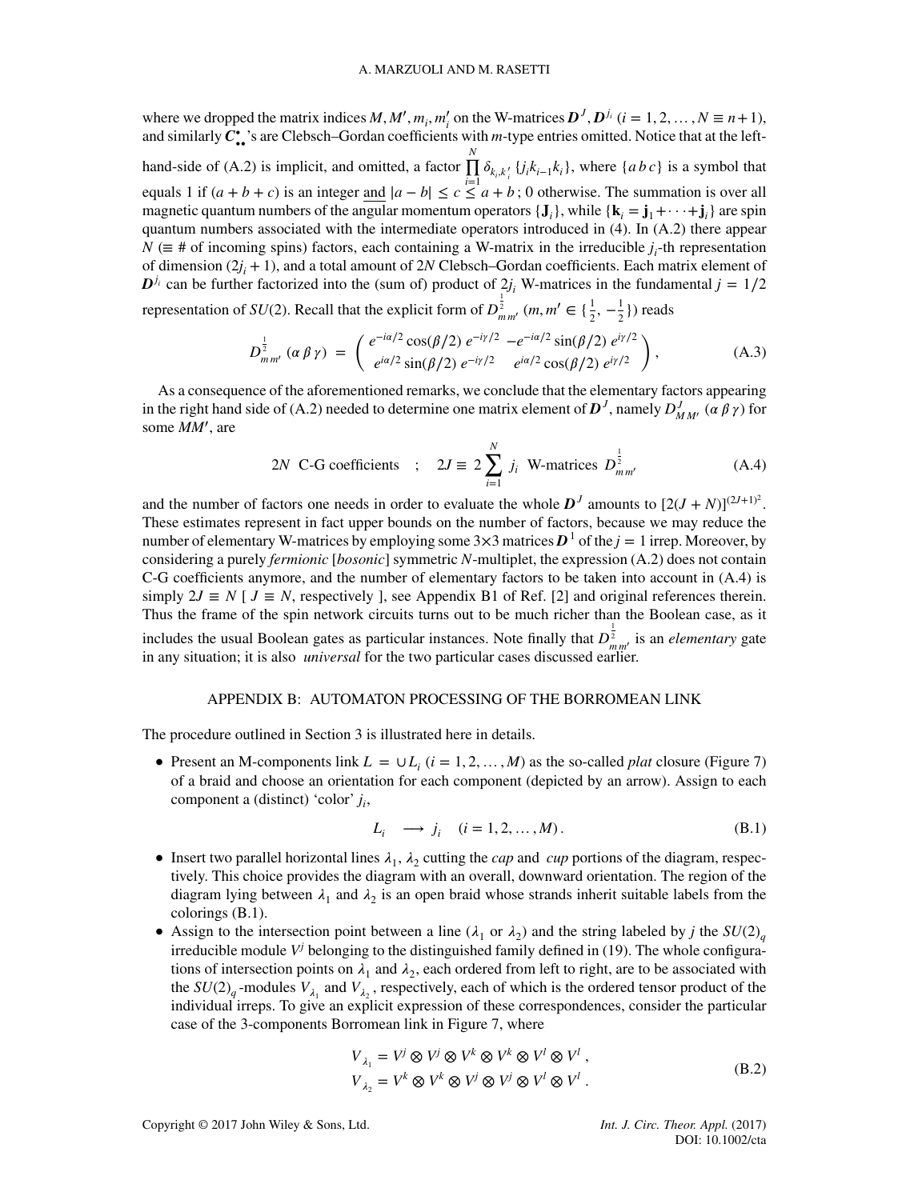where we dropped the matrix indices $M, M', m_i, m_i'$ on the W-matrices $\boldsymbol{D}^J, \boldsymbol{D}^{j_i}$ $(i = 1, 2, \ldots, N \equiv n+1)$, and similarly $\boldsymbol{C}^{\bullet}_{\bullet\bullet}$'s are Clebsch–Gordan coefficients with $m$-type entries omitted. Notice that at the left-hand-side of (A.2) is implicit, and omitted, a factor $\prod_{i=1}^{N} \delta_{k_i,k_i'} \{j_i k_{i-1} k_i\}$, where $\{a\, b\, c\}$ is a symbol that equals 1 if $(a+b+c)$ is an integer <u>and</u> $|a-b| \leq c \leq a+b$ ; 0 otherwise. The summation is over all magnetic quantum numbers of the angular momentum operators $\{\mathbf{J}_i\}$, while $\{\mathbf{k}_i = \mathbf{j}_1 + \cdots + \mathbf{j}_i\}$ are spin quantum numbers associated with the intermediate operators introduced in (4). In (A.2) there appear $N$ ($\equiv$ # of incoming spins) factors, each containing a W-matrix in the irreducible $j_i$-th representation of dimension $(2j_i+1)$, and a total amount of $2N$ Clebsch–Gordan coefficients. Each matrix element of $\boldsymbol{D}^{j_i}$ can be further factorized into the (sum of) product of $2j_i$ W-matrices in the fundamental $j = 1/2$ representation of $SU(2)$. Recall that the explicit form of $D^{\frac{1}{2}}_{m\,m'}$ $(m, m' \in \{\frac{1}{2}, -\frac{1}{2}\})$ reads

$$D^{\frac{1}{2}}_{m\,m'}\,(\alpha\,\beta\,\gamma) \;=\; \begin{pmatrix} e^{-i\alpha/2}\cos(\beta/2)\, e^{-i\gamma/2} & -e^{-i\alpha/2}\sin(\beta/2)\, e^{i\gamma/2} \\ e^{i\alpha/2}\sin(\beta/2)\, e^{-i\gamma/2} & e^{i\alpha/2}\cos(\beta/2)\, e^{i\gamma/2} \end{pmatrix}, \tag{A.3}$$

As a consequence of the aforementioned remarks, we conclude that the elementary factors appearing in the right hand side of (A.2) needed to determine one matrix element of $\boldsymbol{D}^J$, namely $D^J_{M\,M'}\,(\alpha\,\beta\,\gamma)$ for some $MM'$, are

$$2N \;\text{ C-G coefficients} \quad ; \quad 2J \equiv 2\sum_{i=1}^{N} j_i \;\text{ W-matrices }\; D^{\frac{1}{2}}_{m\,m'} \tag{A.4}$$

and the number of factors one needs in order to evaluate the whole $\boldsymbol{D}^J$ amounts to $[2(J+N)]^{(2J+1)^2}$. These estimates represent in fact upper bounds on the number of factors, because we may reduce the number of elementary W-matrices by employing some $3\times 3$ matrices $\boldsymbol{D}^1$ of the $j = 1$ irrep. Moreover, by considering a purely *fermionic* [*bosonic*] symmetric $N$-multiplet, the expression (A.2) does not contain C-G coefficients anymore, and the number of elementary factors to be taken into account in (A.4) is simply $2J \equiv N$ [ $J \equiv N$, respectively ], see Appendix B1 of Ref. [2] and original references therein. Thus the frame of the spin network circuits turns out to be much richer than the Boolean case, as it includes the usual Boolean gates as particular instances. Note finally that $D^{\frac{1}{2}}_{m\,m'}$ is an *elementary* gate in any situation; it is also *universal* for the two particular cases discussed earlier.

## APPENDIX B: AUTOMATON PROCESSING OF THE BORROMEAN LINK

The procedure outlined in Section 3 is illustrated here in details.

- Present an M-components link $L = \cup L_i$ $(i = 1, 2, \ldots, M)$ as the so-called *plat* closure (Figure 7) of a braid and choose an orientation for each component (depicted by an arrow). Assign to each component a (distinct) 'color' $j_i$,

$$L_i \;\;\longrightarrow\;\; j_i \quad (i = 1, 2, \ldots, M)\,. \tag{B.1}$$

- Insert two parallel horizontal lines $\lambda_1$, $\lambda_2$ cutting the *cap* and *cup* portions of the diagram, respectively. This choice provides the diagram with an overall, downward orientation. The region of the diagram lying between $\lambda_1$ and $\lambda_2$ is an open braid whose strands inherit suitable labels from the colorings (B.1).
- Assign to the intersection point between a line ($\lambda_1$ or $\lambda_2$) and the string labeled by $j$ the $SU(2)_q$ irreducible module $V^j$ belonging to the distinguished family defined in (19). The whole configurations of intersection points on $\lambda_1$ and $\lambda_2$, each ordered from left to right, are to be associated with the $SU(2)_q$-modules $V_{\lambda_1}$ and $V_{\lambda_2}$, respectively, each of which is the ordered tensor product of the individual irreps. To give an explicit expression of these correspondences, consider the particular case of the 3-components Borromean link in Figure 7, where

$$\begin{aligned} V_{\lambda_1} &= V^j \otimes V^j \otimes V^k \otimes V^k \otimes V^l \otimes V^l\,, \\ V_{\lambda_2} &= V^k \otimes V^k \otimes V^j \otimes V^j \otimes V^l \otimes V^l\,. \end{aligned} \tag{B.2}$$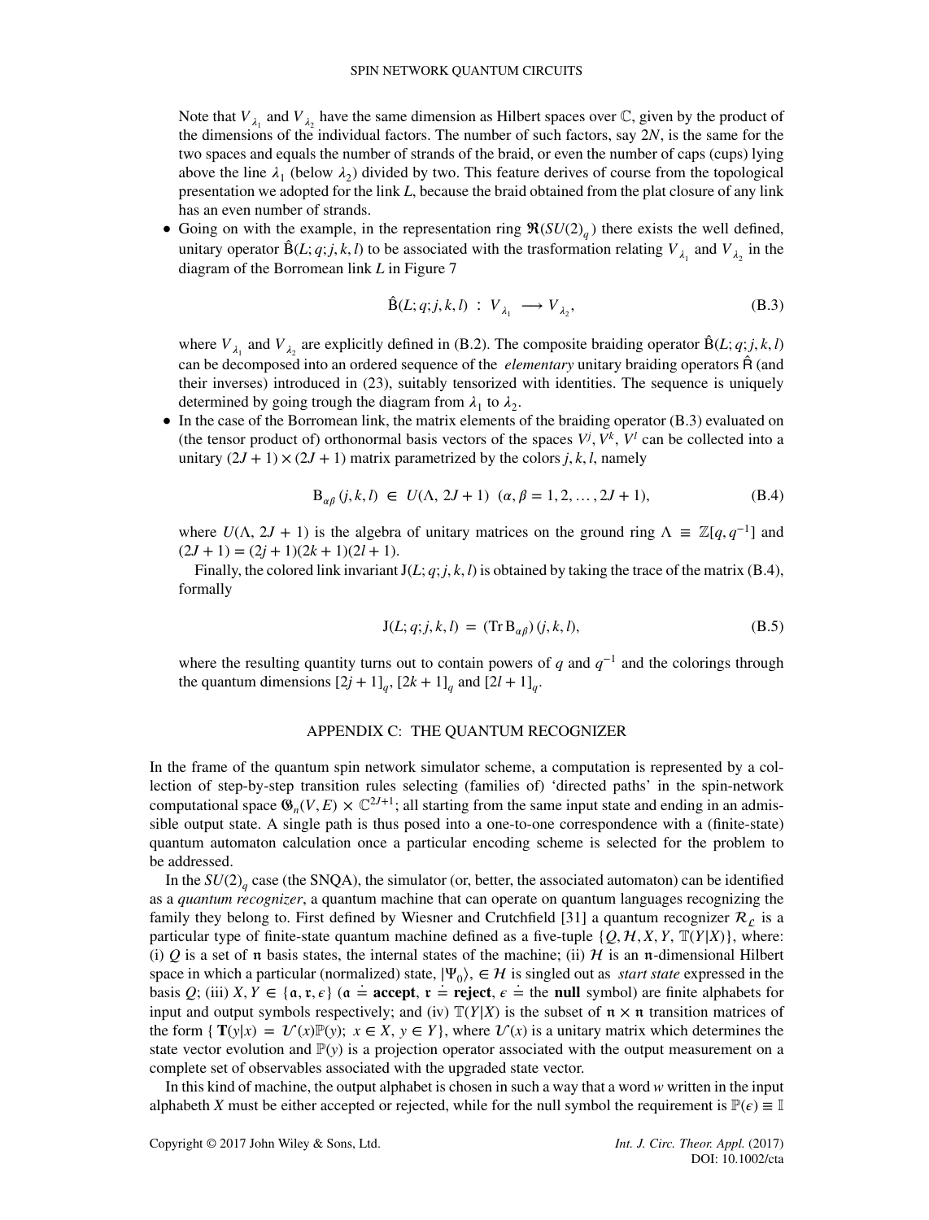Note that $V_{\lambda_1}$ and $V_{\lambda_2}$ have the same dimension as Hilbert spaces over $\mathbb{C}$, given by the product of the dimensions of the individual factors. The number of such factors, say $2N$, is the same for the two spaces and equals the number of strands of the braid, or even the number of caps (cups) lying above the line $\lambda_1$ (below $\lambda_2$) divided by two. This feature derives of course from the topological presentation we adopted for the link $L$, because the braid obtained from the plat closure of any link has an even number of strands.

- Going on with the example, in the representation ring $\mathfrak{R}(SU(2)_q)$ there exists the well defined, unitary operator $\hat{\mathrm{B}}(L; q; j, k, l)$ to be associated with the trasformation relating $V_{\lambda_1}$ and $V_{\lambda_2}$ in the diagram of the Borromean link $L$ in Figure 7

$$\hat{\mathrm{B}}(L; q; j, k, l) \;:\; V_{\lambda_1} \longrightarrow V_{\lambda_2}, \tag{B.3}$$

  where $V_{\lambda_1}$ and $V_{\lambda_2}$ are explicitly defined in (B.2). The composite braiding operator $\hat{\mathrm{B}}(L; q; j, k, l)$ can be decomposed into an ordered sequence of the *elementary* unitary braiding operators $\hat{\mathsf{R}}$ (and their inverses) introduced in (23), suitably tensorized with identities. The sequence is uniquely determined by going trough the diagram from $\lambda_1$ to $\lambda_2$.
- In the case of the Borromean link, the matrix elements of the braiding operator (B.3) evaluated on (the tensor product of) orthonormal basis vectors of the spaces $V^j$, $V^k$, $V^l$ can be collected into a unitary $(2J+1) \times (2J+1)$ matrix parametrized by the colors $j, k, l$, namely

$$\mathrm{B}_{\alpha\beta}\,(j, k, l) \;\in\; U(\Lambda,\, 2J+1) \;\; (\alpha, \beta = 1, 2, \dots, 2J+1), \tag{B.4}$$

  where $U(\Lambda,\, 2J+1)$ is the algebra of unitary matrices on the ground ring $\Lambda \equiv \mathbb{Z}[q, q^{-1}]$ and $(2J+1) = (2j+1)(2k+1)(2l+1)$.

  Finally, the colored link invariant $\mathrm{J}(L; q; j, k, l)$ is obtained by taking the trace of the matrix (B.4), formally

$$\mathrm{J}(L; q; j, k, l) \;=\; (\mathrm{Tr}\,\mathrm{B}_{\alpha\beta})\,(j, k, l), \tag{B.5}$$

  where the resulting quantity turns out to contain powers of $q$ and $q^{-1}$ and the colorings through the quantum dimensions $[2j+1]_q$, $[2k+1]_q$ and $[2l+1]_q$.

## APPENDIX C: THE QUANTUM RECOGNIZER

In the frame of the quantum spin network simulator scheme, a computation is represented by a collection of step-by-step transition rules selecting (families of) 'directed paths' in the spin-network computational space $\mathfrak{G}_n(V, E) \times \mathbb{C}^{2J+1}$; all starting from the same input state and ending in an admissible output state. A single path is thus posed into a one-to-one correspondence with a (finite-state) quantum automaton calculation once a particular encoding scheme is selected for the problem to be addressed.

In the $SU(2)_q$ case (the SNQA), the simulator (or, better, the associated automaton) can be identified as a *quantum recognizer*, a quantum machine that can operate on quantum languages recognizing the family they belong to. First defined by Wiesner and Crutchfield [31] a quantum recognizer $\mathcal{R}_{\mathcal{L}}$ is a particular type of finite-state quantum machine defined as a five-tuple $\{Q, \mathcal{H}, X, Y, \mathbb{T}(Y|X)\}$, where: (i) $Q$ is a set of $\mathfrak{n}$ basis states, the internal states of the machine; (ii) $\mathcal{H}$ is an $\mathfrak{n}$-dimensional Hilbert space in which a particular (normalized) state, $|\Psi_0\rangle, \in \mathcal{H}$ is singled out as *start state* expressed in the basis $Q$; (iii) $X, Y \in \{\mathfrak{a}, \mathfrak{r}, \epsilon\}$ ($\mathfrak{a} \doteq$ **accept**, $\mathfrak{r} \doteq$ **reject**, $\epsilon \doteq$ the **null** symbol) are finite alphabets for input and output symbols respectively; and (iv) $\mathbb{T}(Y|X)$ is the subset of $\mathfrak{n} \times \mathfrak{n}$ transition matrices of the form $\{\,\mathbf{T}(y|x) = \mathcal{U}(x)\mathbb{P}(y);\; x \in X,\, y \in Y\}$, where $\mathcal{U}(x)$ is a unitary matrix which determines the state vector evolution and $\mathbb{P}(y)$ is a projection operator associated with the output measurement on a complete set of observables associated with the upgraded state vector.

In this kind of machine, the output alphabet is chosen in such a way that a word $w$ written in the input alphabeth $X$ must be either accepted or rejected, while for the null symbol the requirement is $\mathbb{P}(\epsilon) \equiv \mathbb{I}$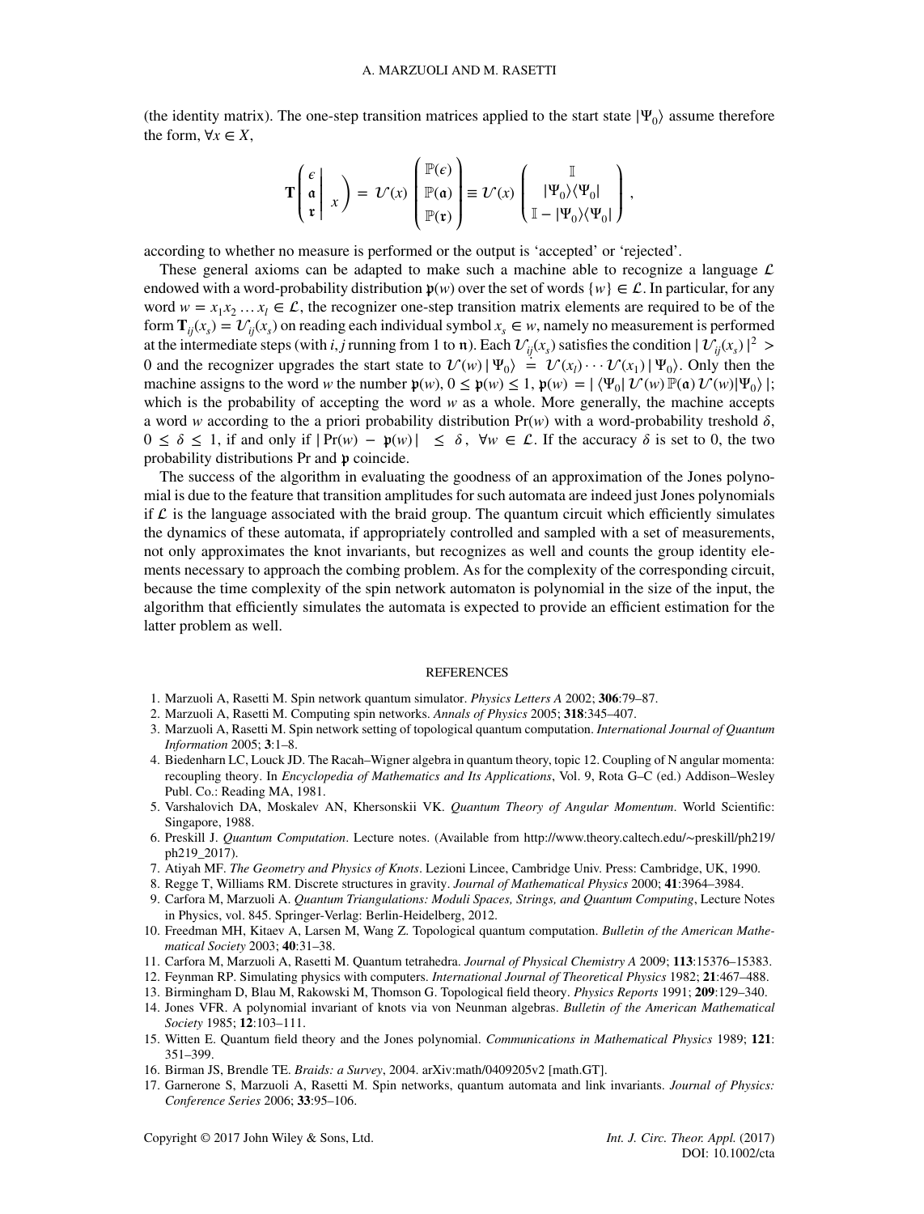(the identity matrix). The one-step transition matrices applied to the start state $|\Psi_0\rangle$ assume therefore the form, $\forall x \in X$,

$$\mathbf{T}\left(\begin{array}{c|c} \epsilon & \\ \mathfrak{a} & x \\ \mathfrak{r} & \end{array}\right) = \mathcal{U}(x)\begin{pmatrix} \mathbb{P}(\epsilon) \\ \mathbb{P}(\mathfrak{a}) \\ \mathbb{P}(\mathfrak{r}) \end{pmatrix} \equiv \mathcal{U}(x)\begin{pmatrix} \mathbb{I} \\ |\Psi_0\rangle\langle\Psi_0| \\ \mathbb{I} - |\Psi_0\rangle\langle\Psi_0| \end{pmatrix},$$

according to whether no measure is performed or the output is 'accepted' or 'rejected'.

These general axioms can be adapted to make such a machine able to recognize a language $\mathcal{L}$ endowed with a word-probability distribution $\mathfrak{p}(w)$ over the set of words $\{w\} \in \mathcal{L}$. In particular, for any word $w = x_1 x_2 \ldots x_l \in \mathcal{L}$, the recognizer one-step transition matrix elements are required to be of the form $\mathbf{T}_{ij}(x_s) = \mathcal{U}_{ij}(x_s)$ on reading each individual symbol $x_s \in w$, namely no measurement is performed at the intermediate steps (with $i, j$ running from 1 to $\mathfrak{n}$). Each $\mathcal{U}_{ij}(x_s)$ satisfies the condition $|\,\mathcal{U}_{ij}(x_s)\,|^2 > 0$ and the recognizer upgrades the start state to $\mathcal{U}(w)\,|\,\Psi_0\rangle \doteq \mathcal{U}(x_l)\cdots\mathcal{U}(x_1)\,|\,\Psi_0\rangle$. Only then the machine assigns to the word $w$ the number $\mathfrak{p}(w)$, $0 \leq \mathfrak{p}(w) \leq 1$, $\mathfrak{p}(w) = |\,\langle\Psi_0|\,\mathcal{U}(w)\,\mathbb{P}(\mathfrak{a})\,\mathcal{U}(w)|\Psi_0\rangle\,|$; which is the probability of accepting the word $w$ as a whole. More generally, the machine accepts a word $w$ according to the a priori probability distribution $\Pr(w)$ with a word-probability treshold $\delta$, $0 \leq \delta \leq 1$, if and only if $|\,\Pr(w) - \mathfrak{p}(w)\,| \leq \delta$, $\forall w \in \mathcal{L}$. If the accuracy $\delta$ is set to 0, the two probability distributions Pr and $\mathfrak{p}$ coincide.

The success of the algorithm in evaluating the goodness of an approximation of the Jones polynomial is due to the feature that transition amplitudes for such automata are indeed just Jones polynomials if $\mathcal{L}$ is the language associated with the braid group. The quantum circuit which efficiently simulates the dynamics of these automata, if appropriately controlled and sampled with a set of measurements, not only approximates the knot invariants, but recognizes as well and counts the group identity elements necessary to approach the combing problem. As for the complexity of the corresponding circuit, because the time complexity of the spin network automaton is polynomial in the size of the input, the algorithm that efficiently simulates the automata is expected to provide an efficient estimation for the latter problem as well.

## REFERENCES

1. Marzuoli A, Rasetti M. Spin network quantum simulator. *Physics Letters A* 2002; **306**:79–87.
2. Marzuoli A, Rasetti M. Computing spin networks. *Annals of Physics* 2005; **318**:345–407.
3. Marzuoli A, Rasetti M. Spin network setting of topological quantum computation. *International Journal of Quantum Information* 2005; **3**:1–8.
4. Biedenharn LC, Louck JD. The Racah–Wigner algebra in quantum theory, topic 12. Coupling of N angular momenta: recoupling theory. In *Encyclopedia of Mathematics and Its Applications*, Vol. 9, Rota G–C (ed.) Addison–Wesley Publ. Co.: Reading MA, 1981.
5. Varshalovich DA, Moskalev AN, Khersonskii VK. *Quantum Theory of Angular Momentum*. World Scientific: Singapore, 1988.
6. Preskill J. *Quantum Computation*. Lecture notes. (Available from http://www.theory.caltech.edu/~preskill/ph219/ph219_2017).
7. Atiyah MF. *The Geometry and Physics of Knots*. Lezioni Lincee, Cambridge Univ. Press: Cambridge, UK, 1990.
8. Regge T, Williams RM. Discrete structures in gravity. *Journal of Mathematical Physics* 2000; **41**:3964–3984.
9. Carfora M, Marzuoli A. *Quantum Triangulations: Moduli Spaces, Strings, and Quantum Computing*, Lecture Notes in Physics, vol. 845. Springer-Verlag: Berlin-Heidelberg, 2012.
10. Freedman MH, Kitaev A, Larsen M, Wang Z. Topological quantum computation. *Bulletin of the American Mathematical Society* 2003; **40**:31–38.
11. Carfora M, Marzuoli A, Rasetti M. Quantum tetrahedra. *Journal of Physical Chemistry A* 2009; **113**:15376–15383.
12. Feynman RP. Simulating physics with computers. *International Journal of Theoretical Physics* 1982; **21**:467–488.
13. Birmingham D, Blau M, Rakowski M, Thomson G. Topological field theory. *Physics Reports* 1991; **209**:129–340.
14. Jones VFR. A polynomial invariant of knots via von Neunman algebras. *Bulletin of the American Mathematical Society* 1985; **12**:103–111.
15. Witten E. Quantum field theory and the Jones polynomial. *Communications in Mathematical Physics* 1989; **121**: 351–399.
16. Birman JS, Brendle TE. *Braids: a Survey*, 2004. arXiv:math/0409205v2 [math.GT].
17. Garnerone S, Marzuoli A, Rasetti M. Spin networks, quantum automata and link invariants. *Journal of Physics: Conference Series* 2006; **33**:95–106.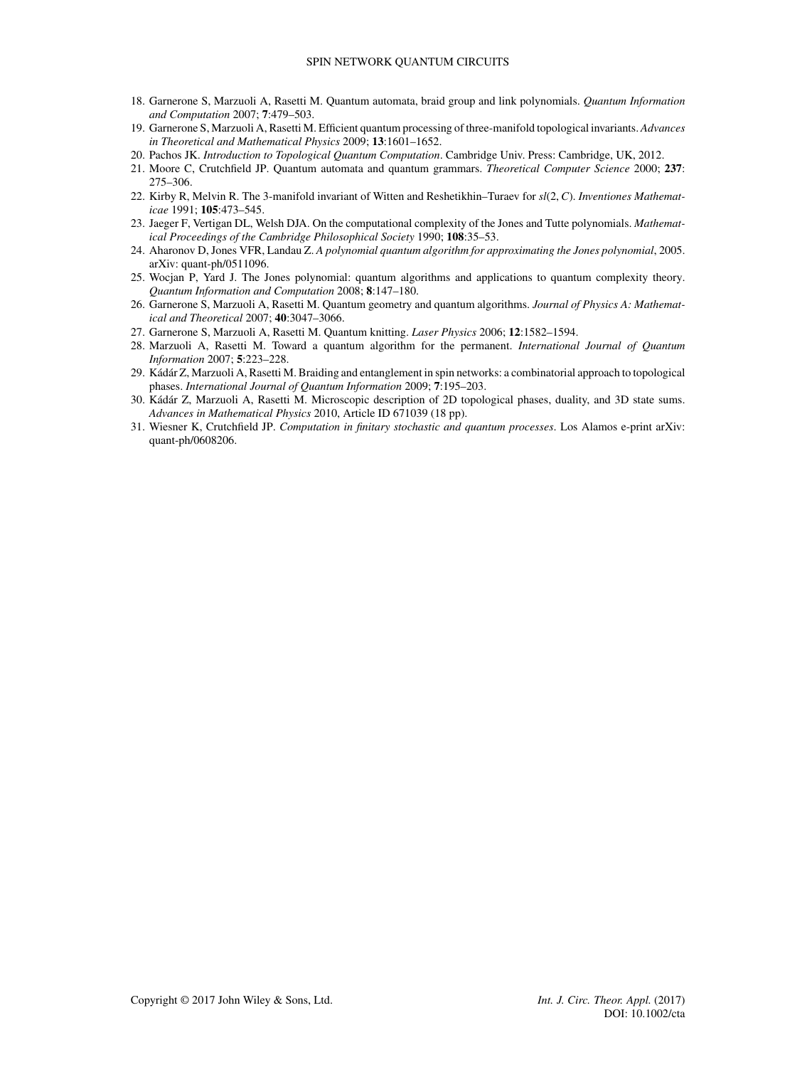18. Garnerone S, Marzuoli A, Rasetti M. Quantum automata, braid group and link polynomials. *Quantum Information and Computation* 2007; **7**:479–503.
19. Garnerone S, Marzuoli A, Rasetti M. Efficient quantum processing of three-manifold topological invariants. *Advances in Theoretical and Mathematical Physics* 2009; **13**:1601–1652.
20. Pachos JK. *Introduction to Topological Quantum Computation*. Cambridge Univ. Press: Cambridge, UK, 2012.
21. Moore C, Crutchfield JP. Quantum automata and quantum grammars. *Theoretical Computer Science* 2000; **237**: 275–306.
22. Kirby R, Melvin R. The 3-manifold invariant of Witten and Reshetikhin–Turaev for $sl(2, C)$. *Inventiones Mathematicae* 1991; **105**:473–545.
23. Jaeger F, Vertigan DL, Welsh DJA. On the computational complexity of the Jones and Tutte polynomials. *Mathematical Proceedings of the Cambridge Philosophical Society* 1990; **108**:35–53.
24. Aharonov D, Jones VFR, Landau Z. *A polynomial quantum algorithm for approximating the Jones polynomial*, 2005. arXiv: quant-ph/0511096.
25. Wocjan P, Yard J. The Jones polynomial: quantum algorithms and applications to quantum complexity theory. *Quantum Information and Computation* 2008; **8**:147–180.
26. Garnerone S, Marzuoli A, Rasetti M. Quantum geometry and quantum algorithms. *Journal of Physics A: Mathematical and Theoretical* 2007; **40**:3047–3066.
27. Garnerone S, Marzuoli A, Rasetti M. Quantum knitting. *Laser Physics* 2006; **12**:1582–1594.
28. Marzuoli A, Rasetti M. Toward a quantum algorithm for the permanent. *International Journal of Quantum Information* 2007; **5**:223–228.
29. Kádár Z, Marzuoli A, Rasetti M. Braiding and entanglement in spin networks: a combinatorial approach to topological phases. *International Journal of Quantum Information* 2009; **7**:195–203.
30. Kádár Z, Marzuoli A, Rasetti M. Microscopic description of 2D topological phases, duality, and 3D state sums. *Advances in Mathematical Physics* 2010, Article ID 671039 (18 pp).
31. Wiesner K, Crutchfield JP. *Computation in finitary stochastic and quantum processes*. Los Alamos e-print arXiv: quant-ph/0608206.